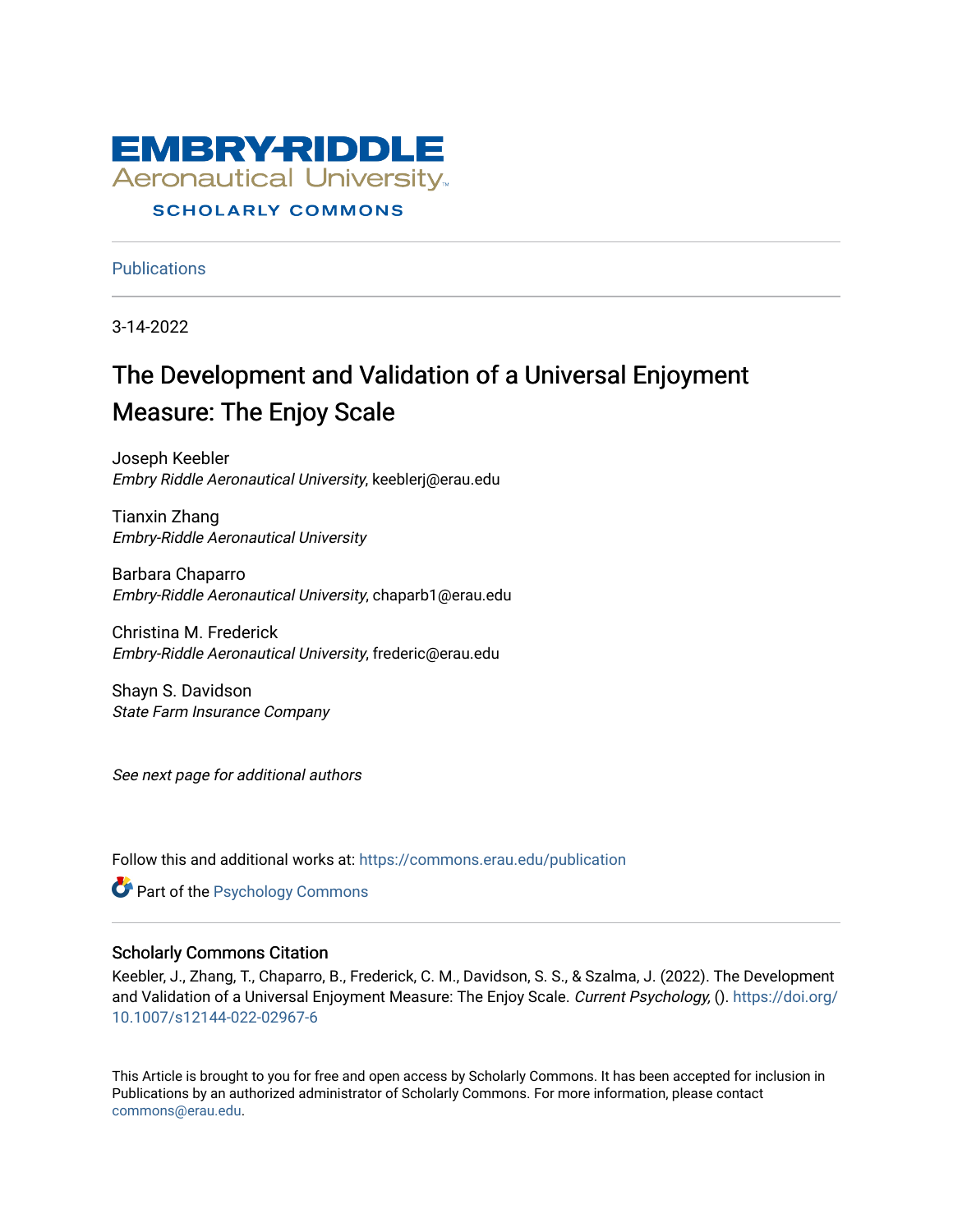EMBRY-RIDDLE
Aeronautical University
SCHOLARLY COMMONS

Publications

3-14-2022

# The Development and Validation of a Universal Enjoyment Measure: The Enjoy Scale

Joseph Keebler
*Embry Riddle Aeronautical University*, keeblerj@erau.edu

Tianxin Zhang
*Embry-Riddle Aeronautical University*

Barbara Chaparro
*Embry-Riddle Aeronautical University*, chaparb1@erau.edu

Christina M. Frederick
*Embry-Riddle Aeronautical University*, frederic@erau.edu

Shayn S. Davidson
*State Farm Insurance Company*

*See next page for additional authors*

Follow this and additional works at: https://commons.erau.edu/publication

Part of the Psychology Commons

## Scholarly Commons Citation

Keebler, J., Zhang, T., Chaparro, B., Frederick, C. M., Davidson, S. S., & Szalma, J. (2022). The Development and Validation of a Universal Enjoyment Measure: The Enjoy Scale. *Current Psychology,* (). https://doi.org/10.1007/s12144-022-02967-6

This Article is brought to you for free and open access by Scholarly Commons. It has been accepted for inclusion in Publications by an authorized administrator of Scholarly Commons. For more information, please contact commons@erau.edu.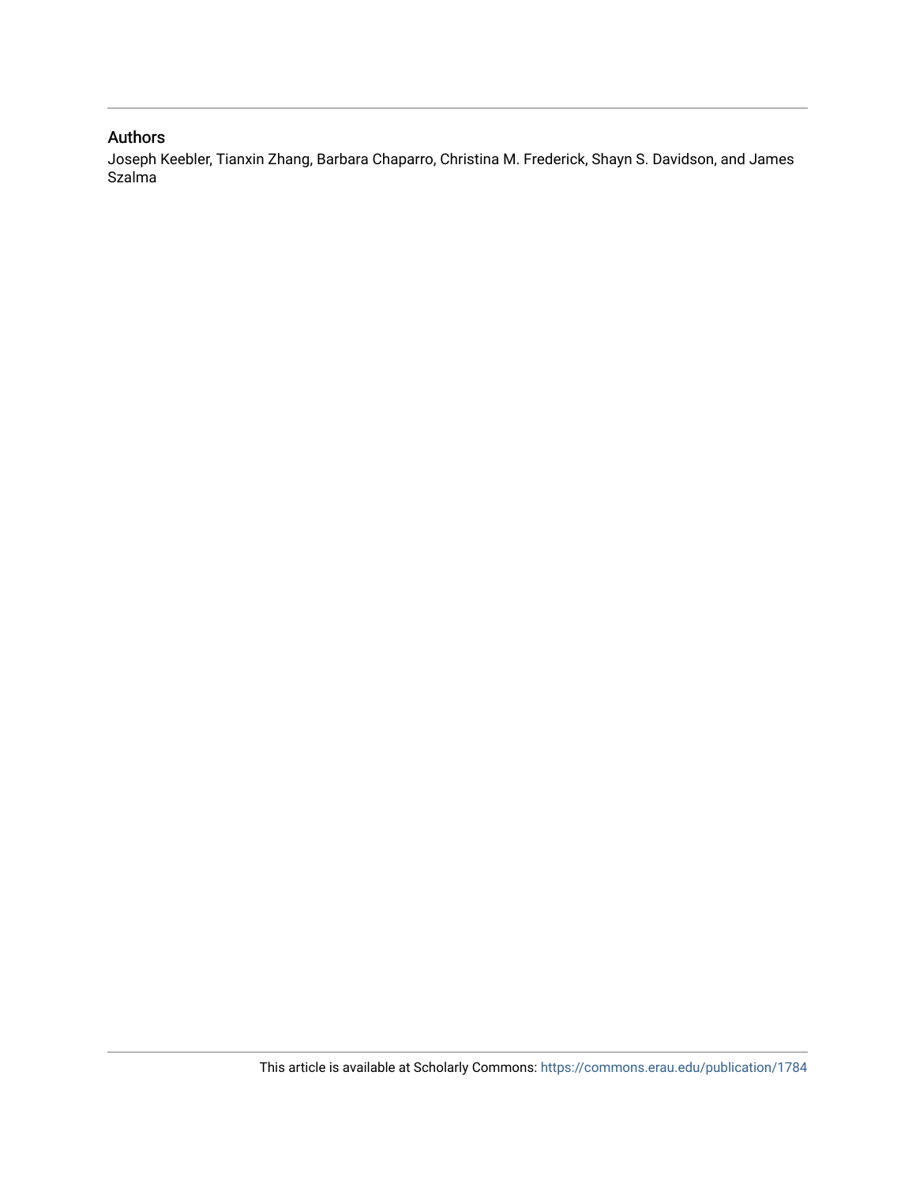## Authors

Joseph Keebler, Tianxin Zhang, Barbara Chaparro, Christina M. Frederick, Shayn S. Davidson, and James Szalma

This article is available at Scholarly Commons: https://commons.erau.edu/publication/1784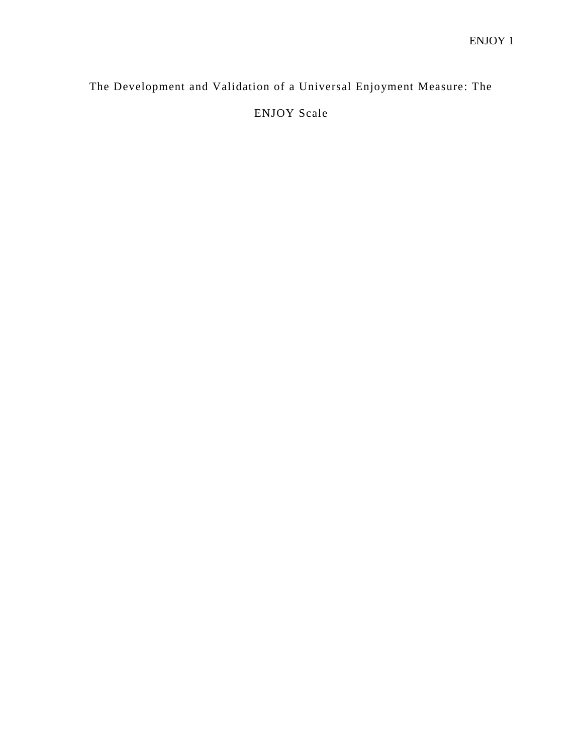# The Development and Validation of a Universal Enjoyment Measure: The ENJOY Scale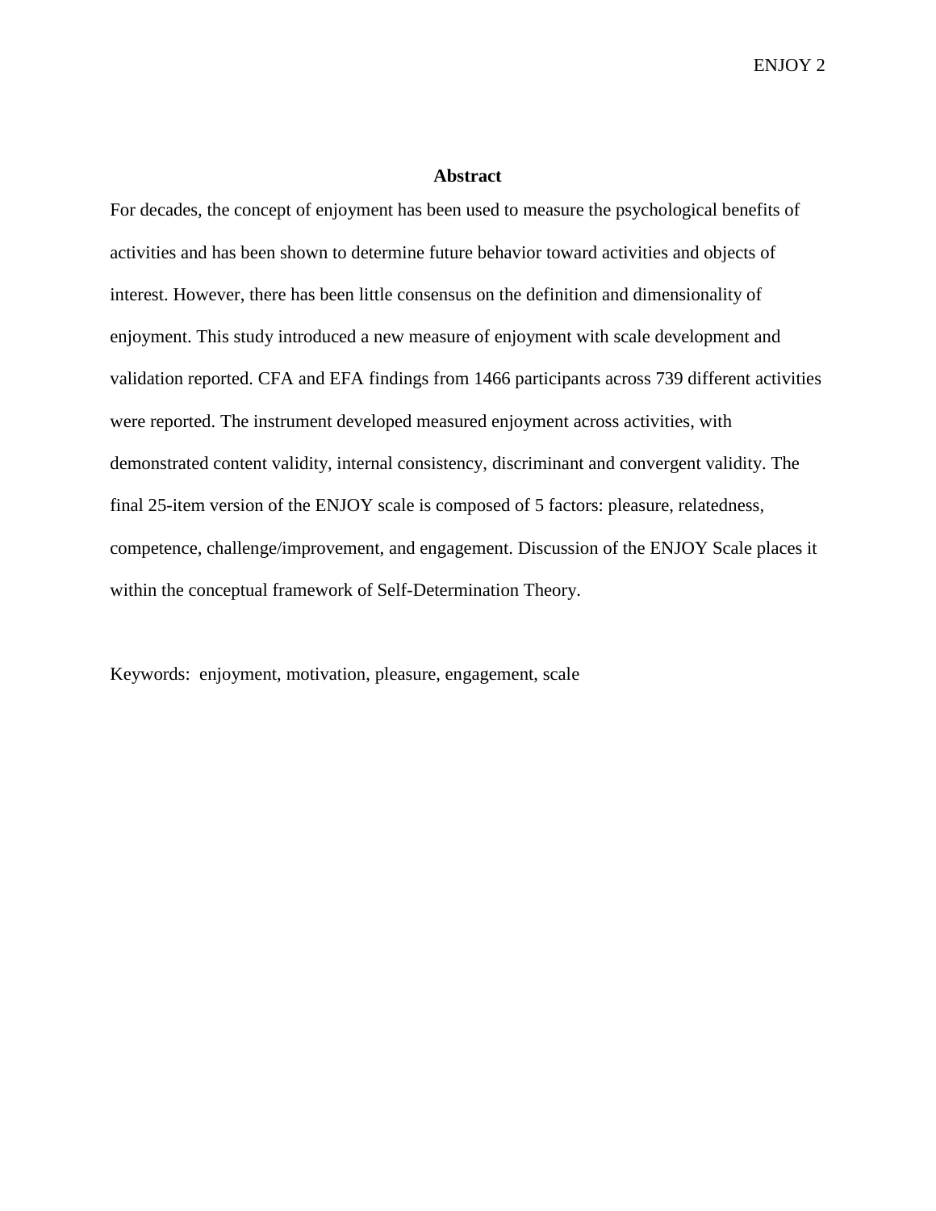## Abstract

For decades, the concept of enjoyment has been used to measure the psychological benefits of activities and has been shown to determine future behavior toward activities and objects of interest. However, there has been little consensus on the definition and dimensionality of enjoyment. This study introduced a new measure of enjoyment with scale development and validation reported. CFA and EFA findings from 1466 participants across 739 different activities were reported. The instrument developed measured enjoyment across activities, with demonstrated content validity, internal consistency, discriminant and convergent validity. The final 25-item version of the ENJOY scale is composed of 5 factors: pleasure, relatedness, competence, challenge/improvement, and engagement. Discussion of the ENJOY Scale places it within the conceptual framework of Self-Determination Theory.

Keywords: enjoyment, motivation, pleasure, engagement, scale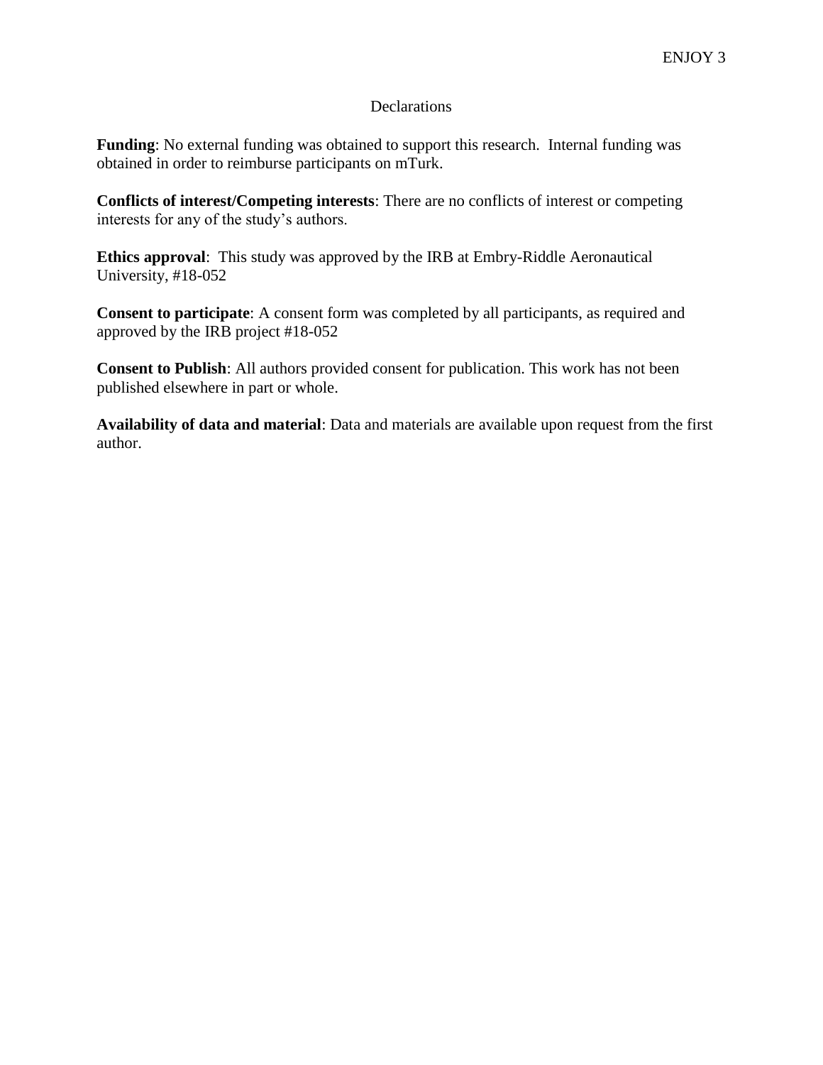# Declarations

**Funding**: No external funding was obtained to support this research. Internal funding was obtained in order to reimburse participants on mTurk.

**Conflicts of interest/Competing interests**: There are no conflicts of interest or competing interests for any of the study's authors.

**Ethics approval**: This study was approved by the IRB at Embry-Riddle Aeronautical University, #18-052

**Consent to participate**: A consent form was completed by all participants, as required and approved by the IRB project #18-052

**Consent to Publish**: All authors provided consent for publication. This work has not been published elsewhere in part or whole.

**Availability of data and material**: Data and materials are available upon request from the first author.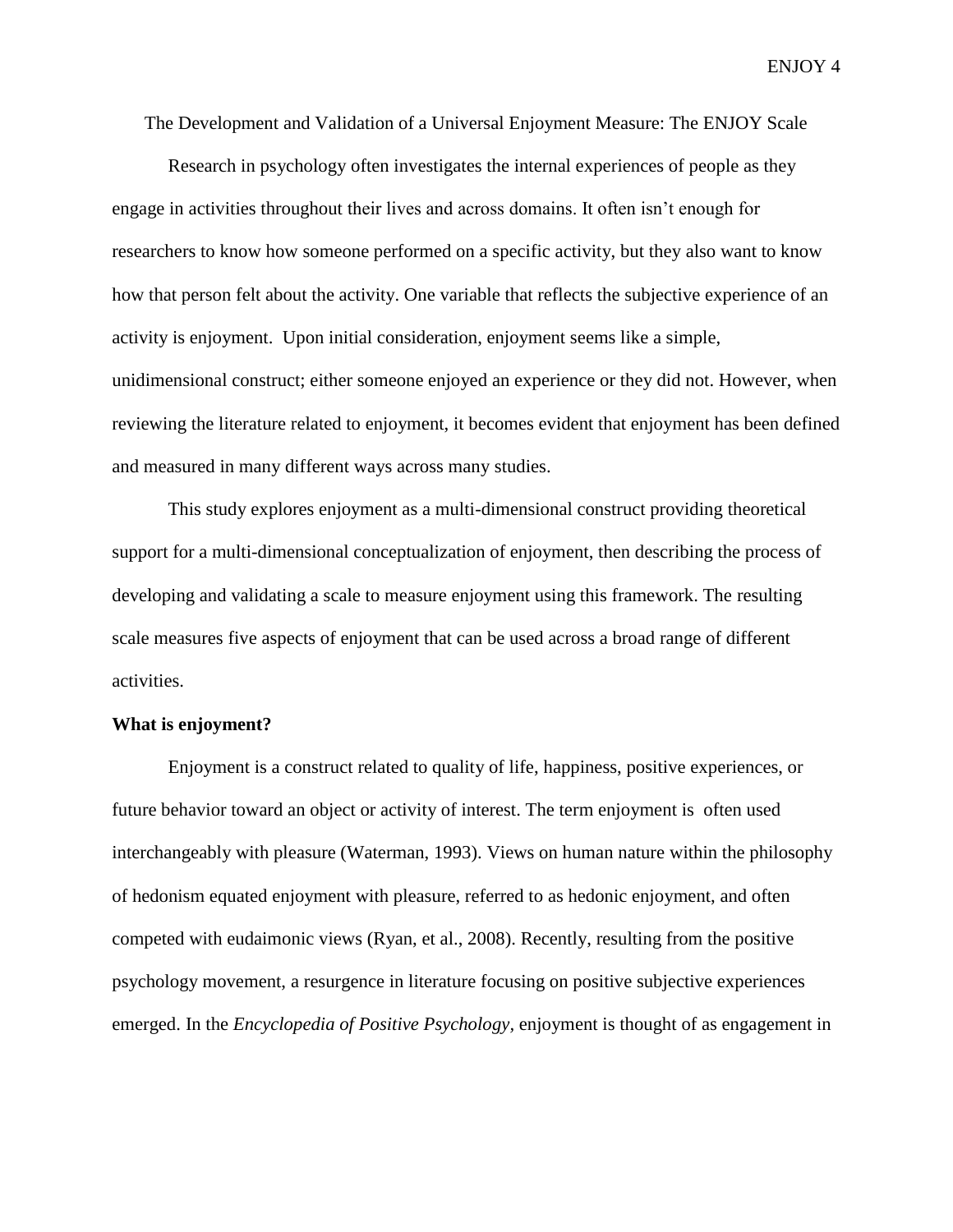The Development and Validation of a Universal Enjoyment Measure: The ENJOY Scale

Research in psychology often investigates the internal experiences of people as they engage in activities throughout their lives and across domains. It often isn't enough for researchers to know how someone performed on a specific activity, but they also want to know how that person felt about the activity. One variable that reflects the subjective experience of an activity is enjoyment. Upon initial consideration, enjoyment seems like a simple, unidimensional construct; either someone enjoyed an experience or they did not. However, when reviewing the literature related to enjoyment, it becomes evident that enjoyment has been defined and measured in many different ways across many studies.

This study explores enjoyment as a multi-dimensional construct providing theoretical support for a multi-dimensional conceptualization of enjoyment, then describing the process of developing and validating a scale to measure enjoyment using this framework. The resulting scale measures five aspects of enjoyment that can be used across a broad range of different activities.

**What is enjoyment?**

Enjoyment is a construct related to quality of life, happiness, positive experiences, or future behavior toward an object or activity of interest. The term enjoyment is often used interchangeably with pleasure (Waterman, 1993). Views on human nature within the philosophy of hedonism equated enjoyment with pleasure, referred to as hedonic enjoyment, and often competed with eudaimonic views (Ryan, et al., 2008). Recently, resulting from the positive psychology movement, a resurgence in literature focusing on positive subjective experiences emerged. In the *Encyclopedia of Positive Psychology*, enjoyment is thought of as engagement in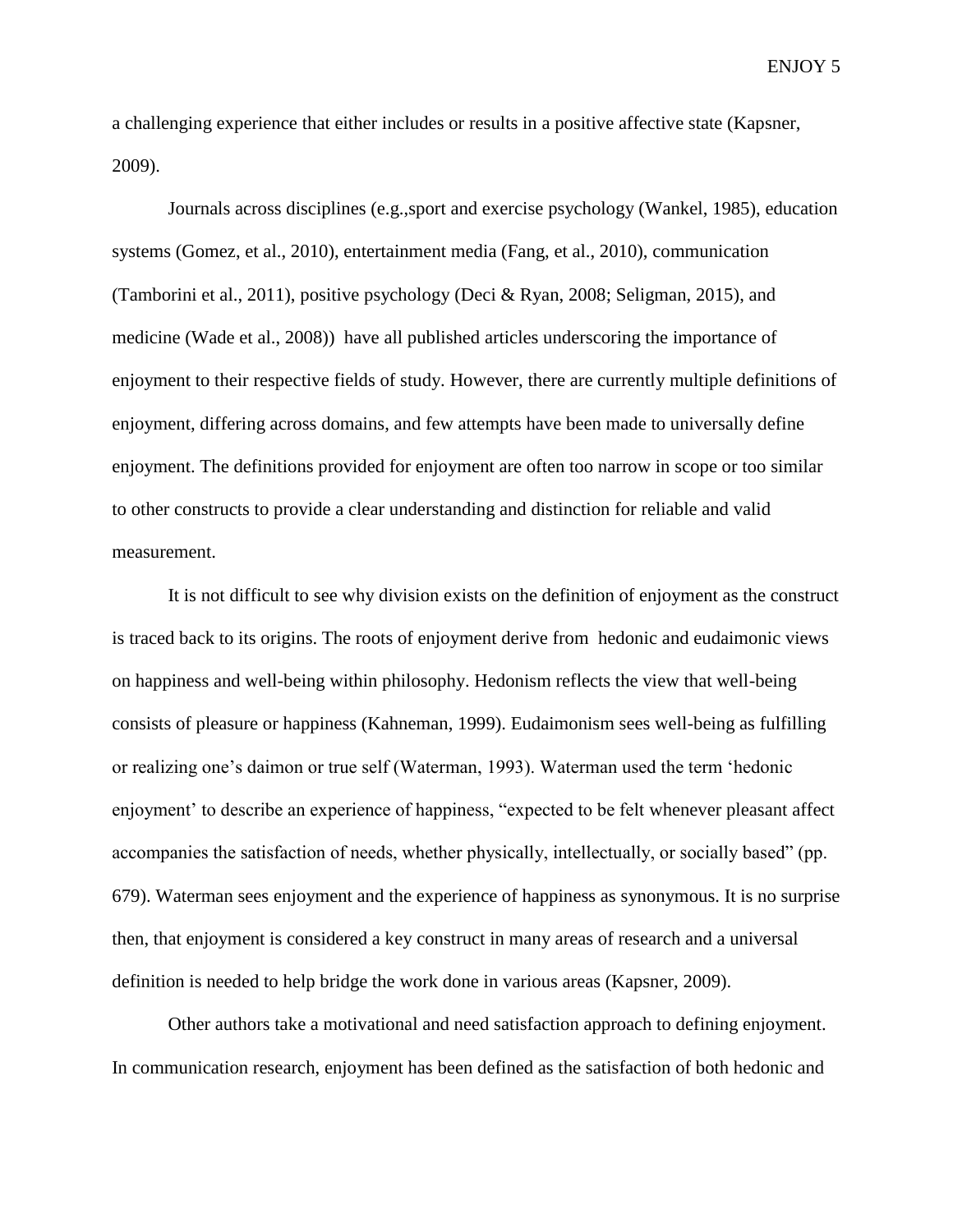a challenging experience that either includes or results in a positive affective state (Kapsner, 2009).

Journals across disciplines (e.g.,sport and exercise psychology (Wankel, 1985), education systems (Gomez, et al., 2010), entertainment media (Fang, et al., 2010), communication (Tamborini et al., 2011), positive psychology (Deci & Ryan, 2008; Seligman, 2015), and medicine (Wade et al., 2008)) have all published articles underscoring the importance of enjoyment to their respective fields of study. However, there are currently multiple definitions of enjoyment, differing across domains, and few attempts have been made to universally define enjoyment. The definitions provided for enjoyment are often too narrow in scope or too similar to other constructs to provide a clear understanding and distinction for reliable and valid measurement.

It is not difficult to see why division exists on the definition of enjoyment as the construct is traced back to its origins. The roots of enjoyment derive from hedonic and eudaimonic views on happiness and well-being within philosophy. Hedonism reflects the view that well-being consists of pleasure or happiness (Kahneman, 1999). Eudaimonism sees well-being as fulfilling or realizing one's daimon or true self (Waterman, 1993). Waterman used the term 'hedonic enjoyment' to describe an experience of happiness, "expected to be felt whenever pleasant affect accompanies the satisfaction of needs, whether physically, intellectually, or socially based" (pp. 679). Waterman sees enjoyment and the experience of happiness as synonymous. It is no surprise then, that enjoyment is considered a key construct in many areas of research and a universal definition is needed to help bridge the work done in various areas (Kapsner, 2009).

Other authors take a motivational and need satisfaction approach to defining enjoyment. In communication research, enjoyment has been defined as the satisfaction of both hedonic and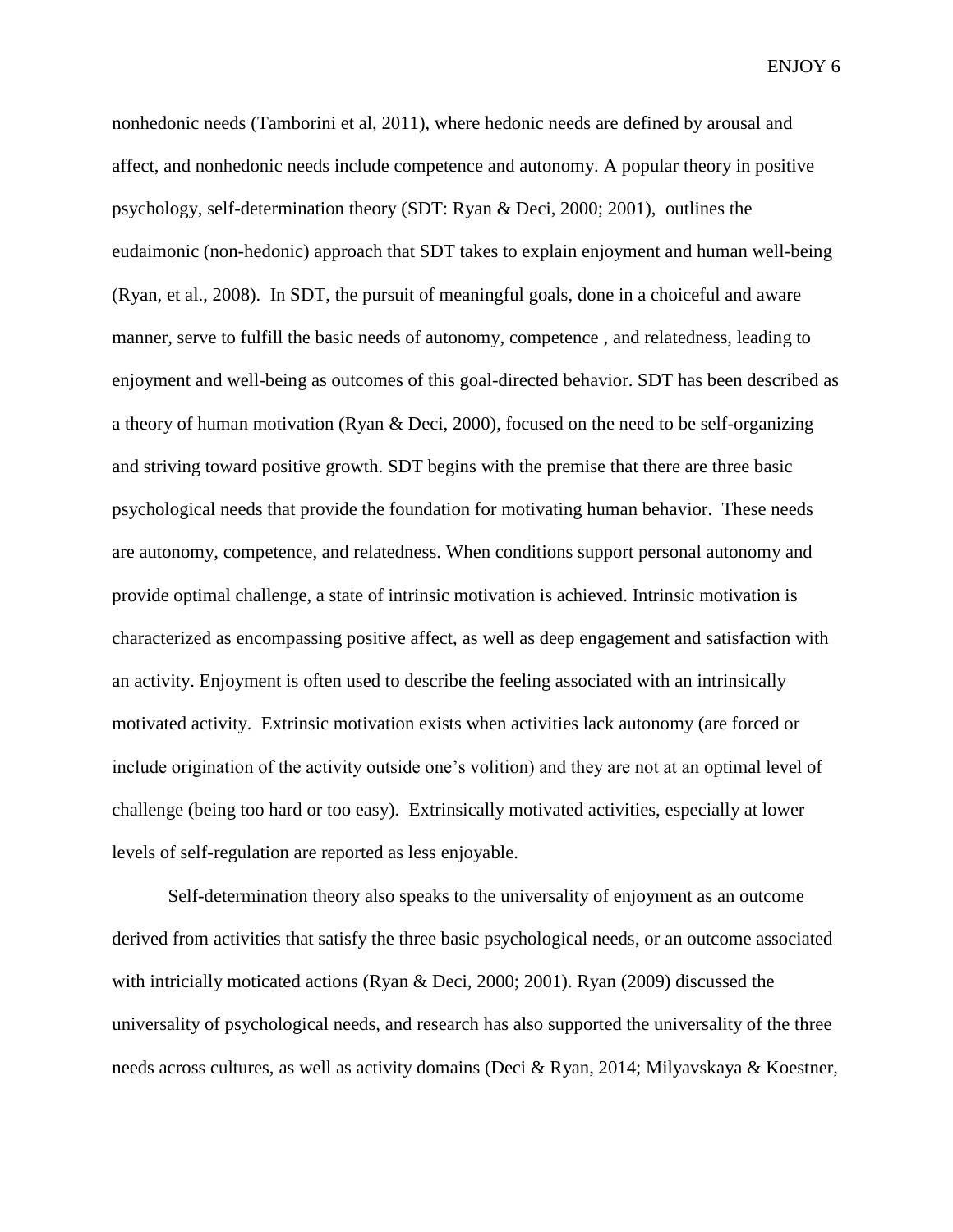nonhedonic needs (Tamborini et al, 2011), where hedonic needs are defined by arousal and affect, and nonhedonic needs include competence and autonomy. A popular theory in positive psychology, self-determination theory (SDT: Ryan & Deci, 2000; 2001), outlines the eudaimonic (non-hedonic) approach that SDT takes to explain enjoyment and human well-being (Ryan, et al., 2008). In SDT, the pursuit of meaningful goals, done in a choiceful and aware manner, serve to fulfill the basic needs of autonomy, competence , and relatedness, leading to enjoyment and well-being as outcomes of this goal-directed behavior. SDT has been described as a theory of human motivation (Ryan & Deci, 2000), focused on the need to be self-organizing and striving toward positive growth. SDT begins with the premise that there are three basic psychological needs that provide the foundation for motivating human behavior. These needs are autonomy, competence, and relatedness. When conditions support personal autonomy and provide optimal challenge, a state of intrinsic motivation is achieved. Intrinsic motivation is characterized as encompassing positive affect, as well as deep engagement and satisfaction with an activity. Enjoyment is often used to describe the feeling associated with an intrinsically motivated activity. Extrinsic motivation exists when activities lack autonomy (are forced or include origination of the activity outside one's volition) and they are not at an optimal level of challenge (being too hard or too easy). Extrinsically motivated activities, especially at lower levels of self-regulation are reported as less enjoyable.

Self-determination theory also speaks to the universality of enjoyment as an outcome derived from activities that satisfy the three basic psychological needs, or an outcome associated with intricially moticated actions (Ryan & Deci, 2000; 2001). Ryan (2009) discussed the universality of psychological needs, and research has also supported the universality of the three needs across cultures, as well as activity domains (Deci & Ryan, 2014; Milyavskaya & Koestner,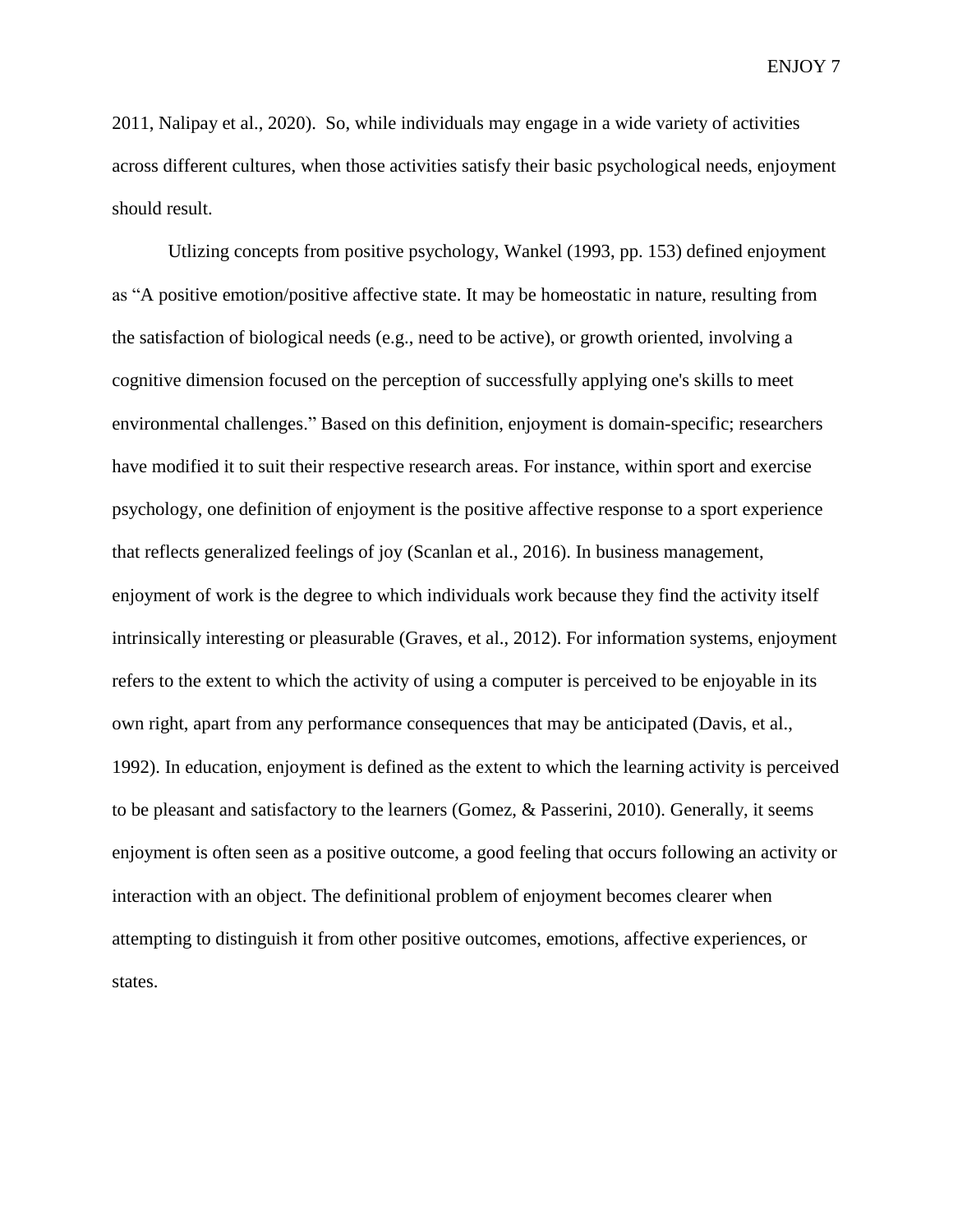2011, Nalipay et al., 2020). So, while individuals may engage in a wide variety of activities across different cultures, when those activities satisfy their basic psychological needs, enjoyment should result.

Utlizing concepts from positive psychology, Wankel (1993, pp. 153) defined enjoyment as “A positive emotion/positive affective state. It may be homeostatic in nature, resulting from the satisfaction of biological needs (e.g., need to be active), or growth oriented, involving a cognitive dimension focused on the perception of successfully applying one's skills to meet environmental challenges.” Based on this definition, enjoyment is domain-specific; researchers have modified it to suit their respective research areas. For instance, within sport and exercise psychology, one definition of enjoyment is the positive affective response to a sport experience that reflects generalized feelings of joy (Scanlan et al., 2016). In business management, enjoyment of work is the degree to which individuals work because they find the activity itself intrinsically interesting or pleasurable (Graves, et al., 2012). For information systems, enjoyment refers to the extent to which the activity of using a computer is perceived to be enjoyable in its own right, apart from any performance consequences that may be anticipated (Davis, et al., 1992). In education, enjoyment is defined as the extent to which the learning activity is perceived to be pleasant and satisfactory to the learners (Gomez, & Passerini, 2010). Generally, it seems enjoyment is often seen as a positive outcome, a good feeling that occurs following an activity or interaction with an object. The definitional problem of enjoyment becomes clearer when attempting to distinguish it from other positive outcomes, emotions, affective experiences, or states.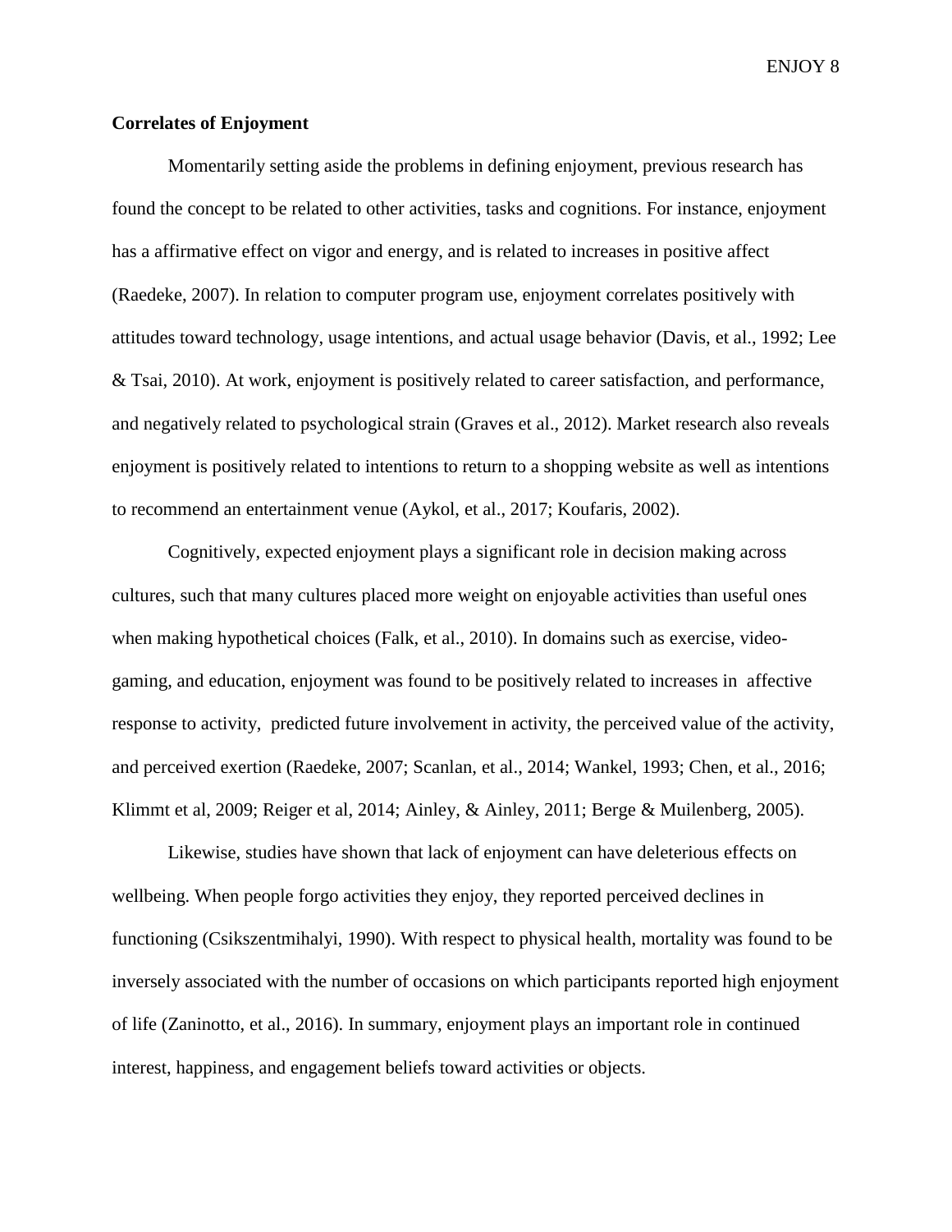**Correlates of Enjoyment**

Momentarily setting aside the problems in defining enjoyment, previous research has found the concept to be related to other activities, tasks and cognitions. For instance, enjoyment has a affirmative effect on vigor and energy, and is related to increases in positive affect (Raedeke, 2007). In relation to computer program use, enjoyment correlates positively with attitudes toward technology, usage intentions, and actual usage behavior (Davis, et al., 1992; Lee & Tsai, 2010). At work, enjoyment is positively related to career satisfaction, and performance, and negatively related to psychological strain (Graves et al., 2012). Market research also reveals enjoyment is positively related to intentions to return to a shopping website as well as intentions to recommend an entertainment venue (Aykol, et al., 2017; Koufaris, 2002).

Cognitively, expected enjoyment plays a significant role in decision making across cultures, such that many cultures placed more weight on enjoyable activities than useful ones when making hypothetical choices (Falk, et al., 2010). In domains such as exercise, video-gaming, and education, enjoyment was found to be positively related to increases in affective response to activity, predicted future involvement in activity, the perceived value of the activity, and perceived exertion (Raedeke, 2007; Scanlan, et al., 2014; Wankel, 1993; Chen, et al., 2016; Klimmt et al, 2009; Reiger et al, 2014; Ainley, & Ainley, 2011; Berge & Muilenberg, 2005).

Likewise, studies have shown that lack of enjoyment can have deleterious effects on wellbeing. When people forgo activities they enjoy, they reported perceived declines in functioning (Csikszentmihalyi, 1990). With respect to physical health, mortality was found to be inversely associated with the number of occasions on which participants reported high enjoyment of life (Zaninotto, et al., 2016). In summary, enjoyment plays an important role in continued interest, happiness, and engagement beliefs toward activities or objects.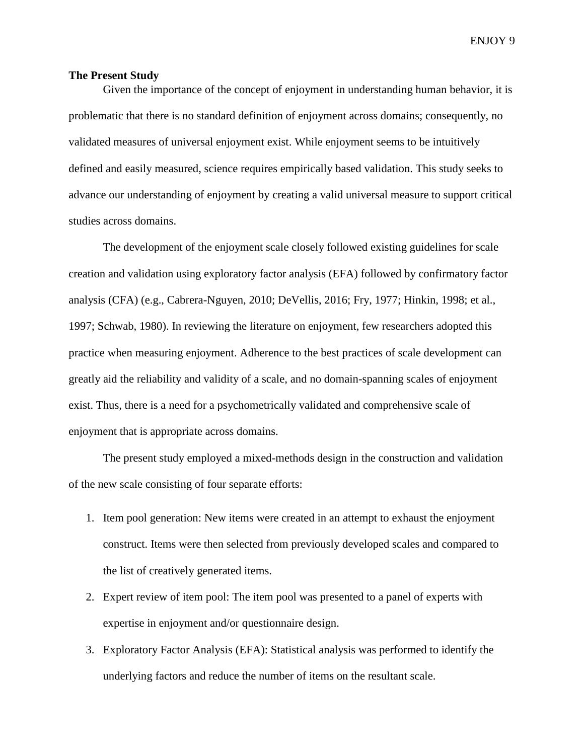## The Present Study

Given the importance of the concept of enjoyment in understanding human behavior, it is problematic that there is no standard definition of enjoyment across domains; consequently, no validated measures of universal enjoyment exist. While enjoyment seems to be intuitively defined and easily measured, science requires empirically based validation. This study seeks to advance our understanding of enjoyment by creating a valid universal measure to support critical studies across domains.

The development of the enjoyment scale closely followed existing guidelines for scale creation and validation using exploratory factor analysis (EFA) followed by confirmatory factor analysis (CFA) (e.g., Cabrera-Nguyen, 2010; DeVellis, 2016; Fry, 1977; Hinkin, 1998; et al., 1997; Schwab, 1980). In reviewing the literature on enjoyment, few researchers adopted this practice when measuring enjoyment. Adherence to the best practices of scale development can greatly aid the reliability and validity of a scale, and no domain-spanning scales of enjoyment exist. Thus, there is a need for a psychometrically validated and comprehensive scale of enjoyment that is appropriate across domains.

The present study employed a mixed-methods design in the construction and validation of the new scale consisting of four separate efforts:

1. Item pool generation: New items were created in an attempt to exhaust the enjoyment construct. Items were then selected from previously developed scales and compared to the list of creatively generated items.
2. Expert review of item pool: The item pool was presented to a panel of experts with expertise in enjoyment and/or questionnaire design.
3. Exploratory Factor Analysis (EFA): Statistical analysis was performed to identify the underlying factors and reduce the number of items on the resultant scale.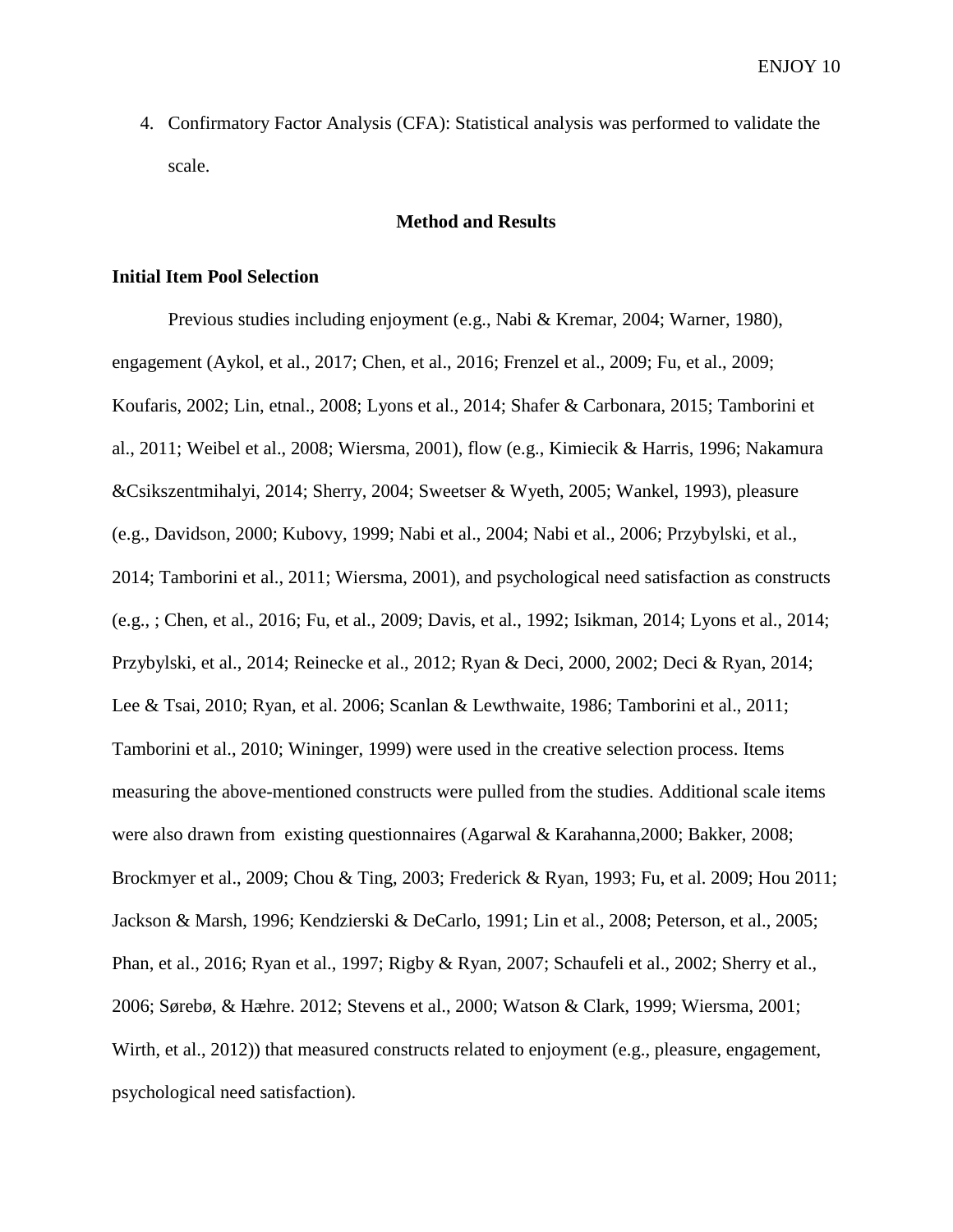4. Confirmatory Factor Analysis (CFA): Statistical analysis was performed to validate the scale.

## Method and Results

### Initial Item Pool Selection

Previous studies including enjoyment (e.g., Nabi & Kremar, 2004; Warner, 1980), engagement (Aykol, et al., 2017; Chen, et al., 2016; Frenzel et al., 2009; Fu, et al., 2009; Koufaris, 2002; Lin, etnal., 2008; Lyons et al., 2014; Shafer & Carbonara, 2015; Tamborini et al., 2011; Weibel et al., 2008; Wiersma, 2001), flow (e.g., Kimiecik & Harris, 1996; Nakamura &Csikszentmihalyi, 2014; Sherry, 2004; Sweetser & Wyeth, 2005; Wankel, 1993), pleasure (e.g., Davidson, 2000; Kubovy, 1999; Nabi et al., 2004; Nabi et al., 2006; Przybylski, et al., 2014; Tamborini et al., 2011; Wiersma, 2001), and psychological need satisfaction as constructs (e.g., ; Chen, et al., 2016; Fu, et al., 2009; Davis, et al., 1992; Isikman, 2014; Lyons et al., 2014; Przybylski, et al., 2014; Reinecke et al., 2012; Ryan & Deci, 2000, 2002; Deci & Ryan, 2014; Lee & Tsai, 2010; Ryan, et al. 2006; Scanlan & Lewthwaite, 1986; Tamborini et al., 2011; Tamborini et al., 2010; Wininger, 1999) were used in the creative selection process. Items measuring the above-mentioned constructs were pulled from the studies. Additional scale items were also drawn from existing questionnaires (Agarwal & Karahanna,2000; Bakker, 2008; Brockmyer et al., 2009; Chou & Ting, 2003; Frederick & Ryan, 1993; Fu, et al. 2009; Hou 2011; Jackson & Marsh, 1996; Kendzierski & DeCarlo, 1991; Lin et al., 2008; Peterson, et al., 2005; Phan, et al., 2016; Ryan et al., 1997; Rigby & Ryan, 2007; Schaufeli et al., 2002; Sherry et al., 2006; Sørebø, & Hæhre. 2012; Stevens et al., 2000; Watson & Clark, 1999; Wiersma, 2001; Wirth, et al., 2012)) that measured constructs related to enjoyment (e.g., pleasure, engagement, psychological need satisfaction).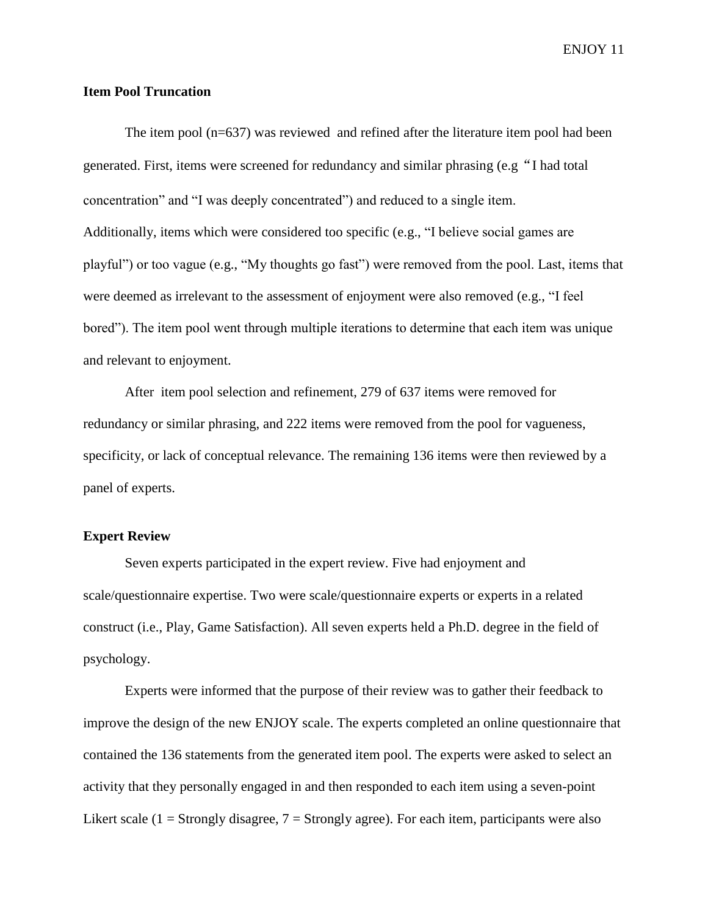## Item Pool Truncation

The item pool (n=637) was reviewed and refined after the literature item pool had been generated. First, items were screened for redundancy and similar phrasing (e.g "I had total concentration" and "I was deeply concentrated") and reduced to a single item. Additionally, items which were considered too specific (e.g., "I believe social games are playful") or too vague (e.g., "My thoughts go fast") were removed from the pool. Last, items that were deemed as irrelevant to the assessment of enjoyment were also removed (e.g., "I feel bored"). The item pool went through multiple iterations to determine that each item was unique and relevant to enjoyment.

After item pool selection and refinement, 279 of 637 items were removed for redundancy or similar phrasing, and 222 items were removed from the pool for vagueness, specificity, or lack of conceptual relevance. The remaining 136 items were then reviewed by a panel of experts.

## Expert Review

Seven experts participated in the expert review. Five had enjoyment and scale/questionnaire expertise. Two were scale/questionnaire experts or experts in a related construct (i.e., Play, Game Satisfaction). All seven experts held a Ph.D. degree in the field of psychology.

Experts were informed that the purpose of their review was to gather their feedback to improve the design of the new ENJOY scale. The experts completed an online questionnaire that contained the 136 statements from the generated item pool. The experts were asked to select an activity that they personally engaged in and then responded to each item using a seven-point Likert scale (1 = Strongly disagree, 7 = Strongly agree). For each item, participants were also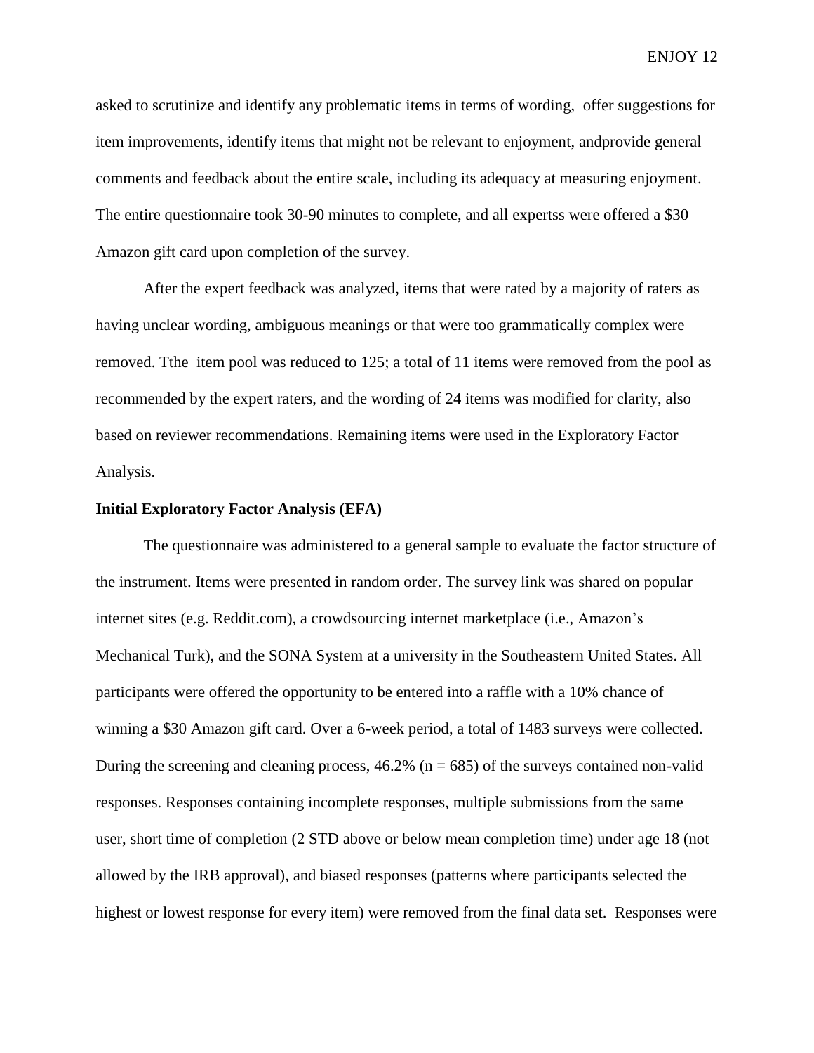asked to scrutinize and identify any problematic items in terms of wording, offer suggestions for item improvements, identify items that might not be relevant to enjoyment, andprovide general comments and feedback about the entire scale, including its adequacy at measuring enjoyment. The entire questionnaire took 30-90 minutes to complete, and all expertss were offered a $30 Amazon gift card upon completion of the survey.

After the expert feedback was analyzed, items that were rated by a majority of raters as having unclear wording, ambiguous meanings or that were too grammatically complex were removed. Tthe item pool was reduced to 125; a total of 11 items were removed from the pool as recommended by the expert raters, and the wording of 24 items was modified for clarity, also based on reviewer recommendations. Remaining items were used in the Exploratory Factor Analysis.

**Initial Exploratory Factor Analysis (EFA)**

The questionnaire was administered to a general sample to evaluate the factor structure of the instrument. Items were presented in random order. The survey link was shared on popular internet sites (e.g. Reddit.com), a crowdsourcing internet marketplace (i.e., Amazon's Mechanical Turk), and the SONA System at a university in the Southeastern United States. All participants were offered the opportunity to be entered into a raffle with a 10% chance of winning a $30 Amazon gift card. Over a 6-week period, a total of 1483 surveys were collected. During the screening and cleaning process, 46.2% ($n = 685$) of the surveys contained non-valid responses. Responses containing incomplete responses, multiple submissions from the same user, short time of completion (2 STD above or below mean completion time) under age 18 (not allowed by the IRB approval), and biased responses (patterns where participants selected the highest or lowest response for every item) were removed from the final data set. Responses were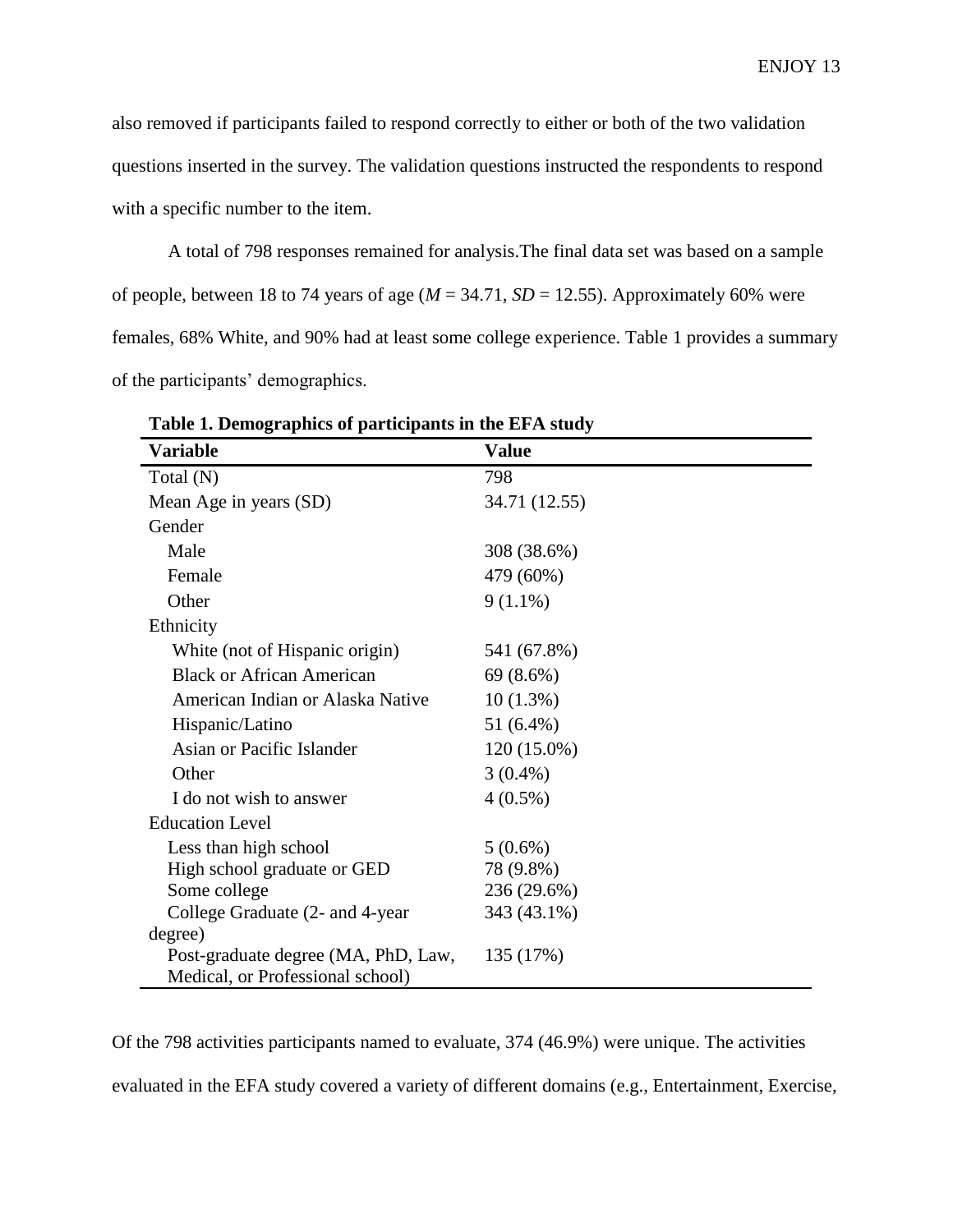also removed if participants failed to respond correctly to either or both of the two validation questions inserted in the survey. The validation questions instructed the respondents to respond with a specific number to the item.

A total of 798 responses remained for analysis.The final data set was based on a sample of people, between 18 to 74 years of age ($M$ = 34.71, $SD$ = 12.55). Approximately 60% were females, 68% White, and 90% had at least some college experience. Table 1 provides a summary of the participants' demographics.

**Table 1. Demographics of participants in the EFA study**

| Variable | Value |
|---|---|
| Total (N) | 798 |
| Mean Age in years (SD) | 34.71 (12.55) |
| Gender | |
| Male | 308 (38.6%) |
| Female | 479 (60%) |
| Other | 9 (1.1%) |
| Ethnicity | |
| White (not of Hispanic origin) | 541 (67.8%) |
| Black or African American | 69 (8.6%) |
| American Indian or Alaska Native | 10 (1.3%) |
| Hispanic/Latino | 51 (6.4%) |
| Asian or Pacific Islander | 120 (15.0%) |
| Other | 3 (0.4%) |
| I do not wish to answer | 4 (0.5%) |
| Education Level | |
| Less than high school | 5 (0.6%) |
| High school graduate or GED | 78 (9.8%) |
| Some college | 236 (29.6%) |
| College Graduate (2- and 4-year degree) | 343 (43.1%) |
| Post-graduate degree (MA, PhD, Law, Medical, or Professional school) | 135 (17%) |

Of the 798 activities participants named to evaluate, 374 (46.9%) were unique. The activities evaluated in the EFA study covered a variety of different domains (e.g., Entertainment, Exercise,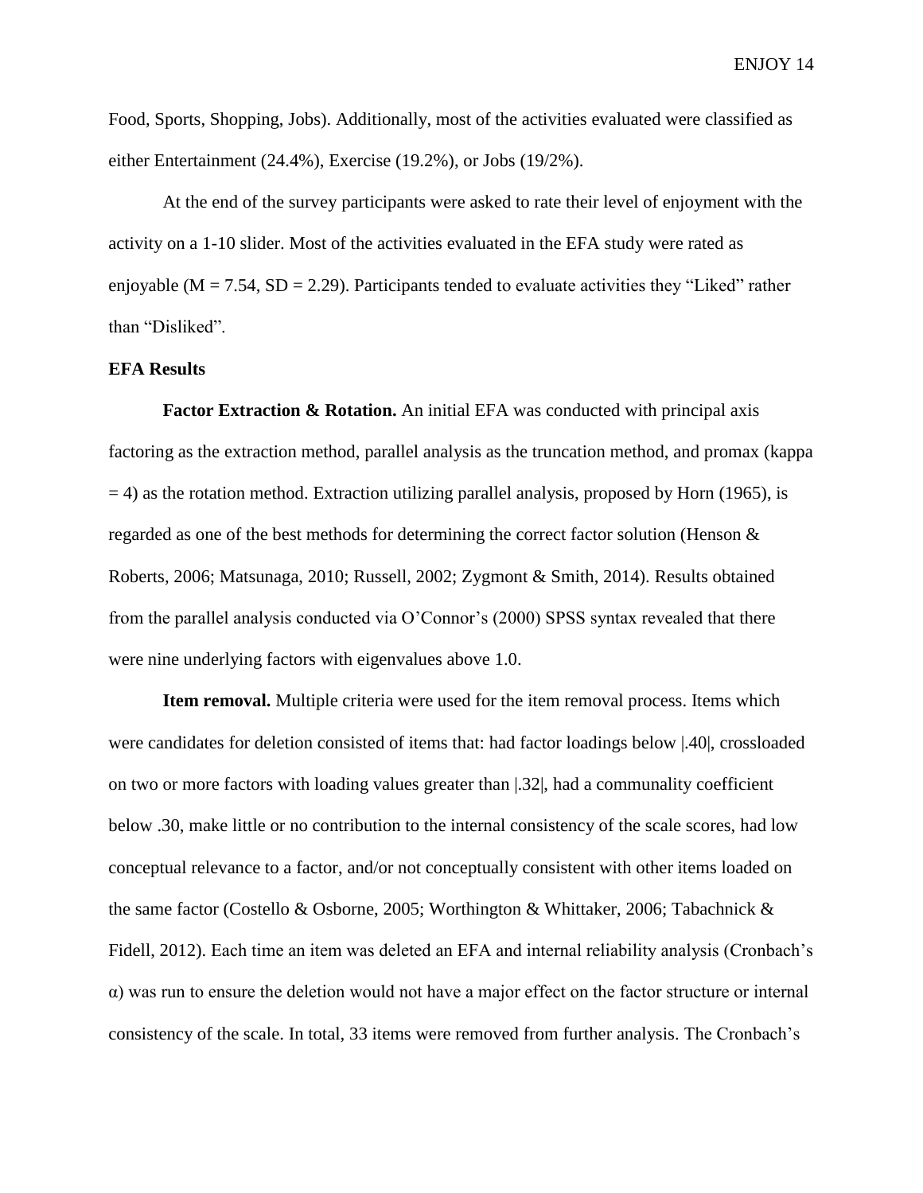Food, Sports, Shopping, Jobs). Additionally, most of the activities evaluated were classified as either Entertainment (24.4%), Exercise (19.2%), or Jobs (19/2%).

At the end of the survey participants were asked to rate their level of enjoyment with the activity on a 1-10 slider. Most of the activities evaluated in the EFA study were rated as enjoyable ($M = 7.54$, $SD = 2.29$). Participants tended to evaluate activities they "Liked" rather than "Disliked".

**EFA Results**

**Factor Extraction & Rotation.** An initial EFA was conducted with principal axis factoring as the extraction method, parallel analysis as the truncation method, and promax (kappa = 4) as the rotation method. Extraction utilizing parallel analysis, proposed by Horn (1965), is regarded as one of the best methods for determining the correct factor solution (Henson & Roberts, 2006; Matsunaga, 2010; Russell, 2002; Zygmont & Smith, 2014). Results obtained from the parallel analysis conducted via O'Connor's (2000) SPSS syntax revealed that there were nine underlying factors with eigenvalues above 1.0.

**Item removal.** Multiple criteria were used for the item removal process. Items which were candidates for deletion consisted of items that: had factor loadings below |.40|, crossloaded on two or more factors with loading values greater than |.32|, had a communality coefficient below .30, make little or no contribution to the internal consistency of the scale scores, had low conceptual relevance to a factor, and/or not conceptually consistent with other items loaded on the same factor (Costello & Osborne, 2005; Worthington & Whittaker, 2006; Tabachnick & Fidell, 2012). Each time an item was deleted an EFA and internal reliability analysis (Cronbach's α) was run to ensure the deletion would not have a major effect on the factor structure or internal consistency of the scale. In total, 33 items were removed from further analysis. The Cronbach's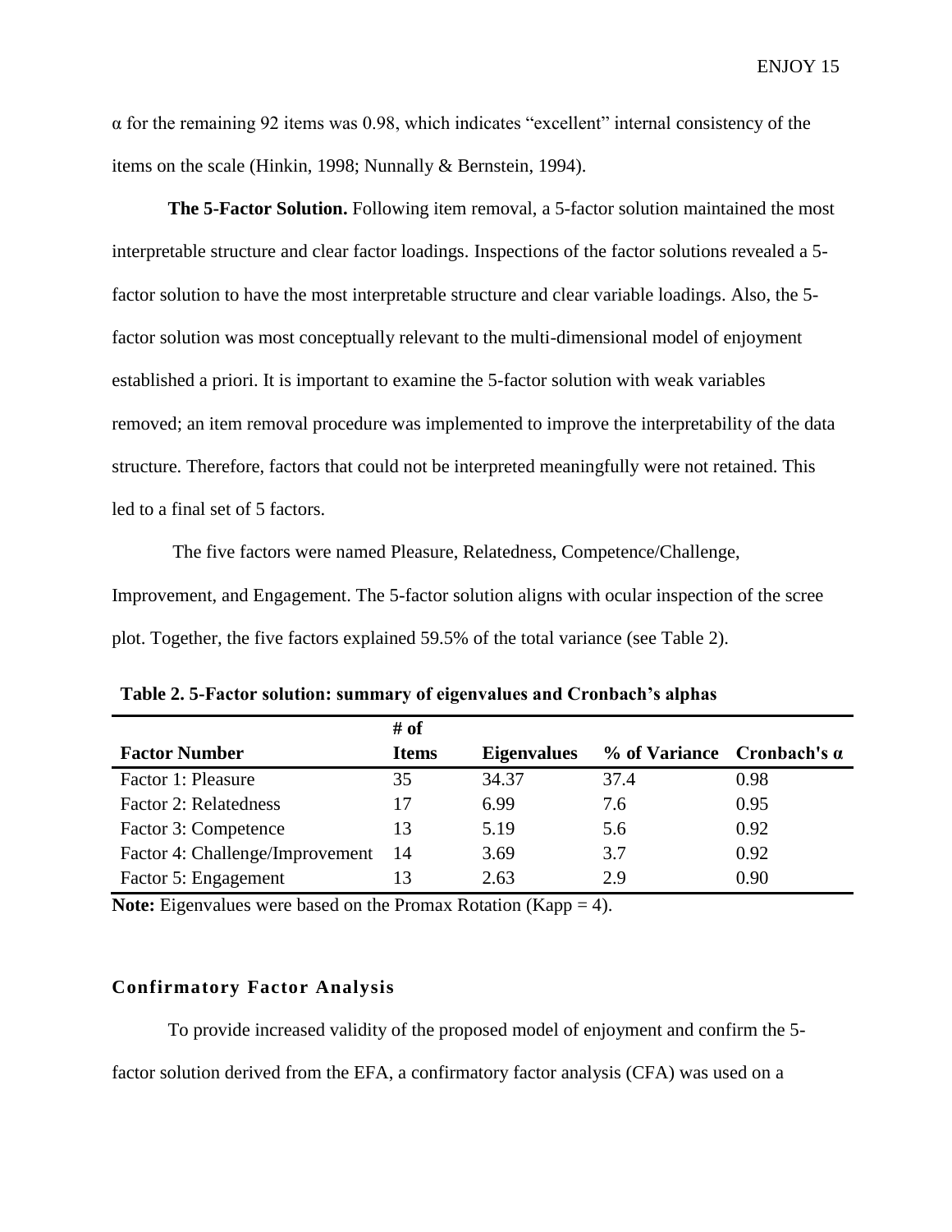$\alpha$ for the remaining 92 items was 0.98, which indicates "excellent" internal consistency of the items on the scale (Hinkin, 1998; Nunnally & Bernstein, 1994).

**The 5-Factor Solution.** Following item removal, a 5-factor solution maintained the most interpretable structure and clear factor loadings. Inspections of the factor solutions revealed a 5-factor solution to have the most interpretable structure and clear variable loadings. Also, the 5-factor solution was most conceptually relevant to the multi-dimensional model of enjoyment established a priori. It is important to examine the 5-factor solution with weak variables removed; an item removal procedure was implemented to improve the interpretability of the data structure. Therefore, factors that could not be interpreted meaningfully were not retained. This led to a final set of 5 factors.

The five factors were named Pleasure, Relatedness, Competence/Challenge, Improvement, and Engagement. The 5-factor solution aligns with ocular inspection of the scree plot. Together, the five factors explained 59.5% of the total variance (see Table 2).

**Table 2. 5-Factor solution: summary of eigenvalues and Cronbach's alphas**

| Factor Number | # of Items | Eigenvalues | % of Variance | Cronbach's α |
|---|---|---|---|---|
| Factor 1: Pleasure | 35 | 34.37 | 37.4 | 0.98 |
| Factor 2: Relatedness | 17 | 6.99 | 7.6 | 0.95 |
| Factor 3: Competence | 13 | 5.19 | 5.6 | 0.92 |
| Factor 4: Challenge/Improvement | 14 | 3.69 | 3.7 | 0.92 |
| Factor 5: Engagement | 13 | 2.63 | 2.9 | 0.90 |

**Note:** Eigenvalues were based on the Promax Rotation (Kapp = 4).

### Confirmatory Factor Analysis

To provide increased validity of the proposed model of enjoyment and confirm the 5-factor solution derived from the EFA, a confirmatory factor analysis (CFA) was used on a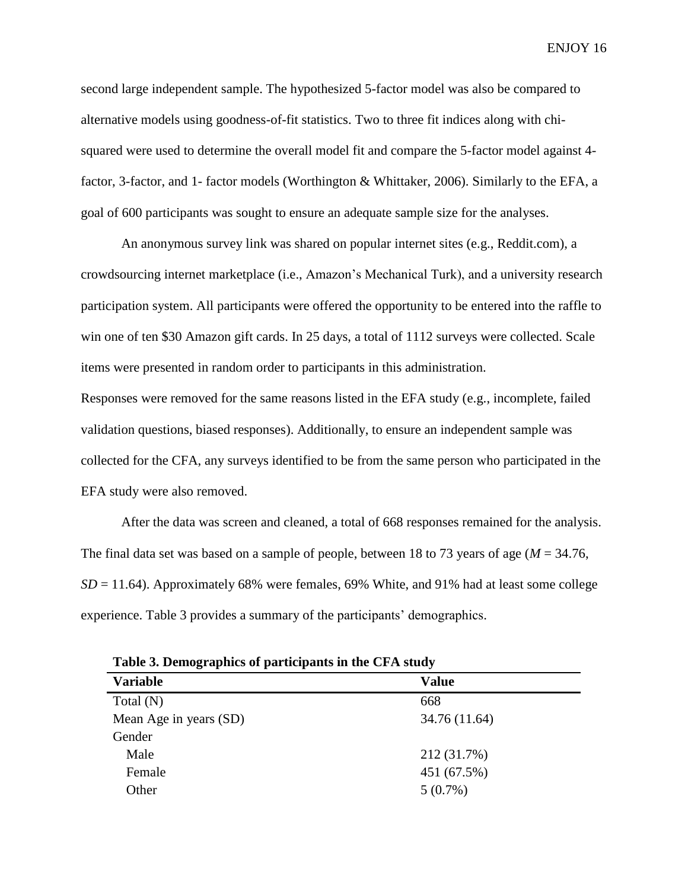second large independent sample. The hypothesized 5-factor model was also be compared to alternative models using goodness-of-fit statistics. Two to three fit indices along with chi-squared were used to determine the overall model fit and compare the 5-factor model against 4-factor, 3-factor, and 1- factor models (Worthington & Whittaker, 2006). Similarly to the EFA, a goal of 600 participants was sought to ensure an adequate sample size for the analyses.

An anonymous survey link was shared on popular internet sites (e.g., Reddit.com), a crowdsourcing internet marketplace (i.e., Amazon's Mechanical Turk), and a university research participation system. All participants were offered the opportunity to be entered into the raffle to win one of ten $30 Amazon gift cards. In 25 days, a total of 1112 surveys were collected. Scale items were presented in random order to participants in this administration.

Responses were removed for the same reasons listed in the EFA study (e.g., incomplete, failed validation questions, biased responses). Additionally, to ensure an independent sample was collected for the CFA, any surveys identified to be from the same person who participated in the EFA study were also removed.

After the data was screen and cleaned, a total of 668 responses remained for the analysis. The final data set was based on a sample of people, between 18 to 73 years of age ($M$ = 34.76, $SD$ = 11.64). Approximately 68% were females, 69% White, and 91% had at least some college experience. Table 3 provides a summary of the participants' demographics.

**Table 3. Demographics of participants in the CFA study**

| Variable | Value |
| --- | --- |
| Total (N) | 668 |
| Mean Age in years (SD) | 34.76 (11.64) |
| Gender | |
| Male | 212 (31.7%) |
| Female | 451 (67.5%) |
| Other | 5 (0.7%) |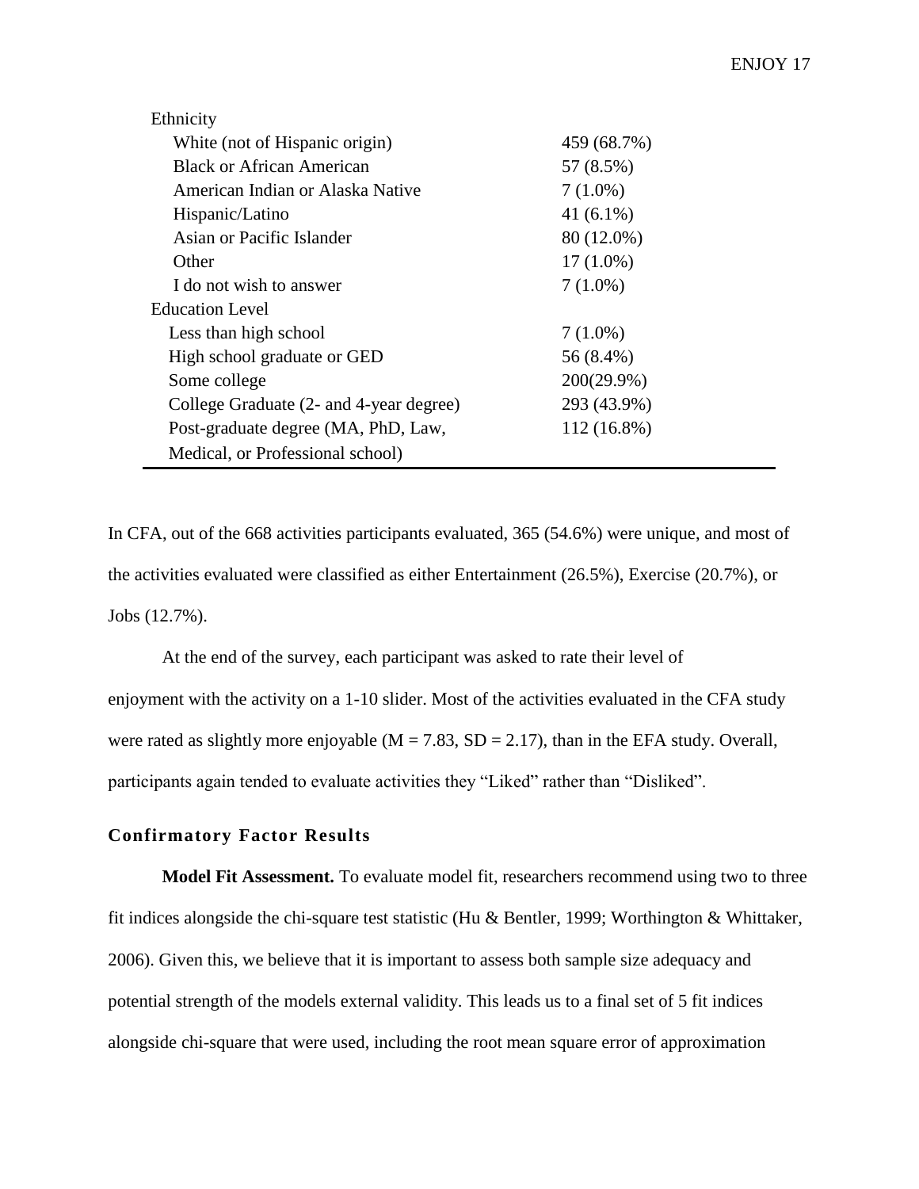| | |
|---|---|
| Ethnicity | |
| White (not of Hispanic origin) | 459 (68.7%) |
| Black or African American | 57 (8.5%) |
| American Indian or Alaska Native | 7 (1.0%) |
| Hispanic/Latino | 41 (6.1%) |
| Asian or Pacific Islander | 80 (12.0%) |
| Other | 17 (1.0%) |
| I do not wish to answer | 7 (1.0%) |
| Education Level | |
| Less than high school | 7 (1.0%) |
| High school graduate or GED | 56 (8.4%) |
| Some college | 200(29.9%) |
| College Graduate (2- and 4-year degree) | 293 (43.9%) |
| Post-graduate degree (MA, PhD, Law, Medical, or Professional school) | 112 (16.8%) |

In CFA, out of the 668 activities participants evaluated, 365 (54.6%) were unique, and most of the activities evaluated were classified as either Entertainment (26.5%), Exercise (20.7%), or Jobs (12.7%).

At the end of the survey, each participant was asked to rate their level of enjoyment with the activity on a 1-10 slider. Most of the activities evaluated in the CFA study were rated as slightly more enjoyable ($M = 7.83$, $SD = 2.17$), than in the EFA study. Overall, participants again tended to evaluate activities they "Liked" rather than "Disliked".

## Confirmatory Factor Results

**Model Fit Assessment.** To evaluate model fit, researchers recommend using two to three fit indices alongside the chi-square test statistic (Hu & Bentler, 1999; Worthington & Whittaker, 2006). Given this, we believe that it is important to assess both sample size adequacy and potential strength of the models external validity. This leads us to a final set of 5 fit indices alongside chi-square that were used, including the root mean square error of approximation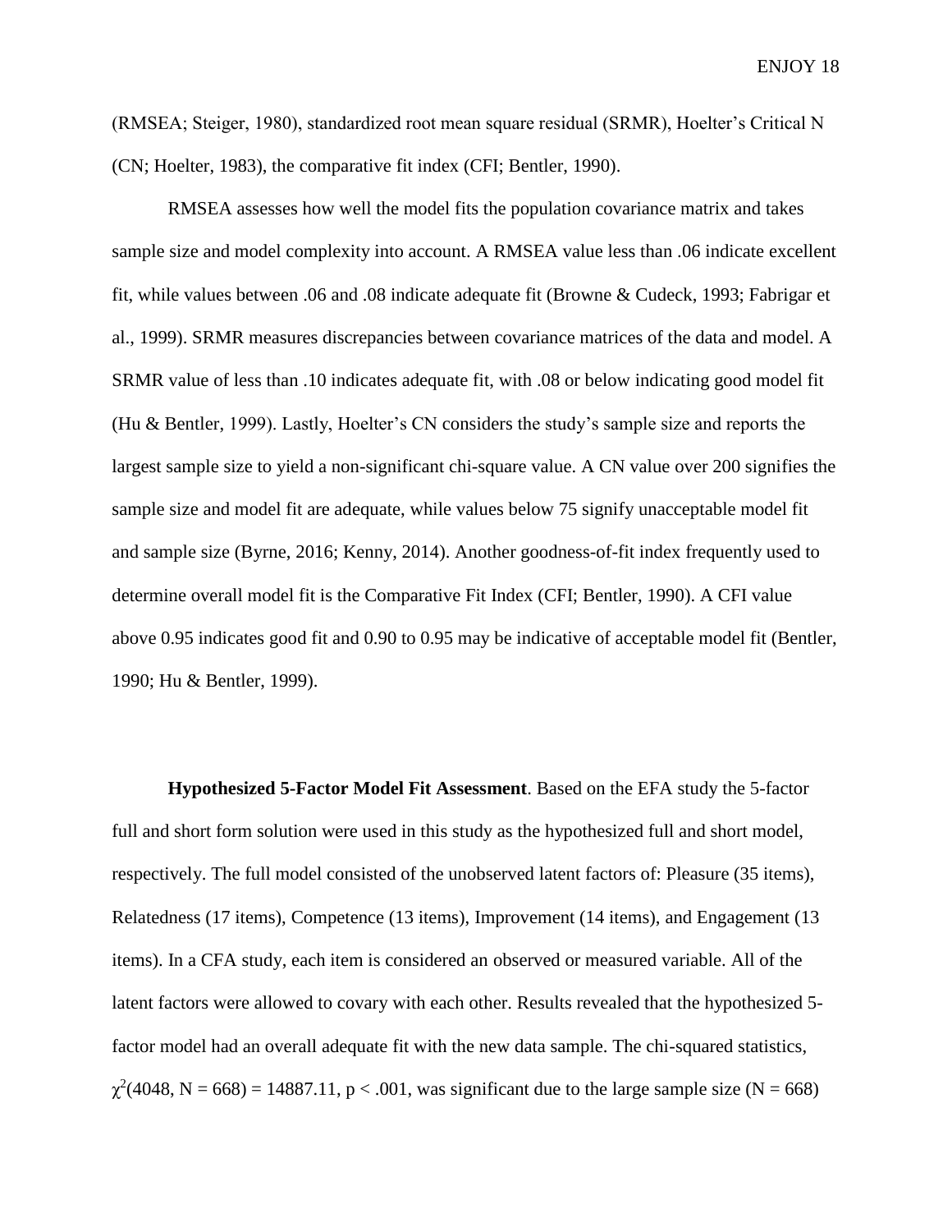(RMSEA; Steiger, 1980), standardized root mean square residual (SRMR), Hoelter's Critical N (CN; Hoelter, 1983), the comparative fit index (CFI; Bentler, 1990).

RMSEA assesses how well the model fits the population covariance matrix and takes sample size and model complexity into account. A RMSEA value less than .06 indicate excellent fit, while values between .06 and .08 indicate adequate fit (Browne & Cudeck, 1993; Fabrigar et al., 1999). SRMR measures discrepancies between covariance matrices of the data and model. A SRMR value of less than .10 indicates adequate fit, with .08 or below indicating good model fit (Hu & Bentler, 1999). Lastly, Hoelter's CN considers the study's sample size and reports the largest sample size to yield a non-significant chi-square value. A CN value over 200 signifies the sample size and model fit are adequate, while values below 75 signify unacceptable model fit and sample size (Byrne, 2016; Kenny, 2014). Another goodness-of-fit index frequently used to determine overall model fit is the Comparative Fit Index (CFI; Bentler, 1990). A CFI value above 0.95 indicates good fit and 0.90 to 0.95 may be indicative of acceptable model fit (Bentler, 1990; Hu & Bentler, 1999).

**Hypothesized 5-Factor Model Fit Assessment**. Based on the EFA study the 5-factor full and short form solution were used in this study as the hypothesized full and short model, respectively. The full model consisted of the unobserved latent factors of: Pleasure (35 items), Relatedness (17 items), Competence (13 items), Improvement (14 items), and Engagement (13 items). In a CFA study, each item is considered an observed or measured variable. All of the latent factors were allowed to covary with each other. Results revealed that the hypothesized 5-factor model had an overall adequate fit with the new data sample. The chi-squared statistics, $\chi^2(4048, N = 668) = 14887.11$, $p < .001$, was significant due to the large sample size ($N = 668$)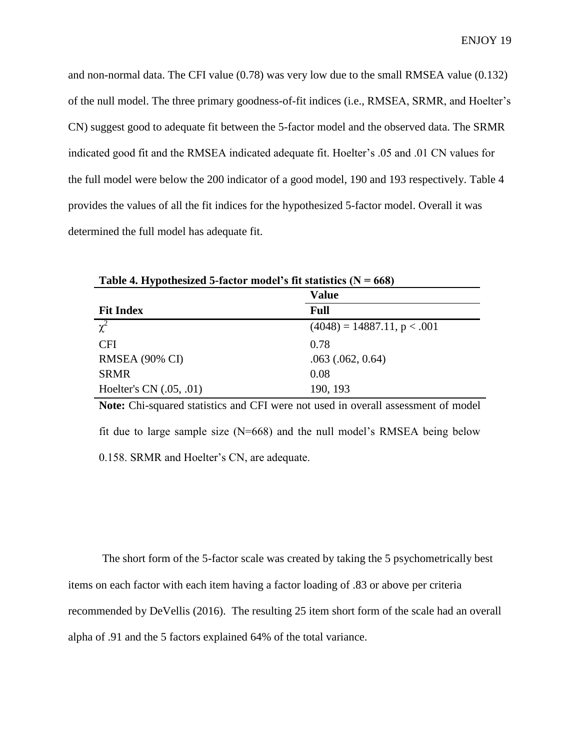and non-normal data. The CFI value (0.78) was very low due to the small RMSEA value (0.132) of the null model. The three primary goodness-of-fit indices (i.e., RMSEA, SRMR, and Hoelter's CN) suggest good to adequate fit between the 5-factor model and the observed data. The SRMR indicated good fit and the RMSEA indicated adequate fit. Hoelter's .05 and .01 CN values for the full model were below the 200 indicator of a good model, 190 and 193 respectively. Table 4 provides the values of all the fit indices for the hypothesized 5-factor model. Overall it was determined the full model has adequate fit.

**Table 4. Hypothesized 5-factor model's fit statistics (N = 668)**

| | **Value** |
|---|---|
| **Fit Index** | **Full** |
| $\chi^2$ | (4048) = 14887.11, $p < .001$ |
| CFI | 0.78 |
| RMSEA (90% CI) | .063 (.062, 0.64) |
| SRMR | 0.08 |
| Hoelter's CN (.05, .01) | 190, 193 |

**Note:** Chi-squared statistics and CFI were not used in overall assessment of model fit due to large sample size (N=668) and the null model's RMSEA being below 0.158. SRMR and Hoelter's CN, are adequate.

The short form of the 5-factor scale was created by taking the 5 psychometrically best items on each factor with each item having a factor loading of .83 or above per criteria recommended by DeVellis (2016). The resulting 25 item short form of the scale had an overall alpha of .91 and the 5 factors explained 64% of the total variance.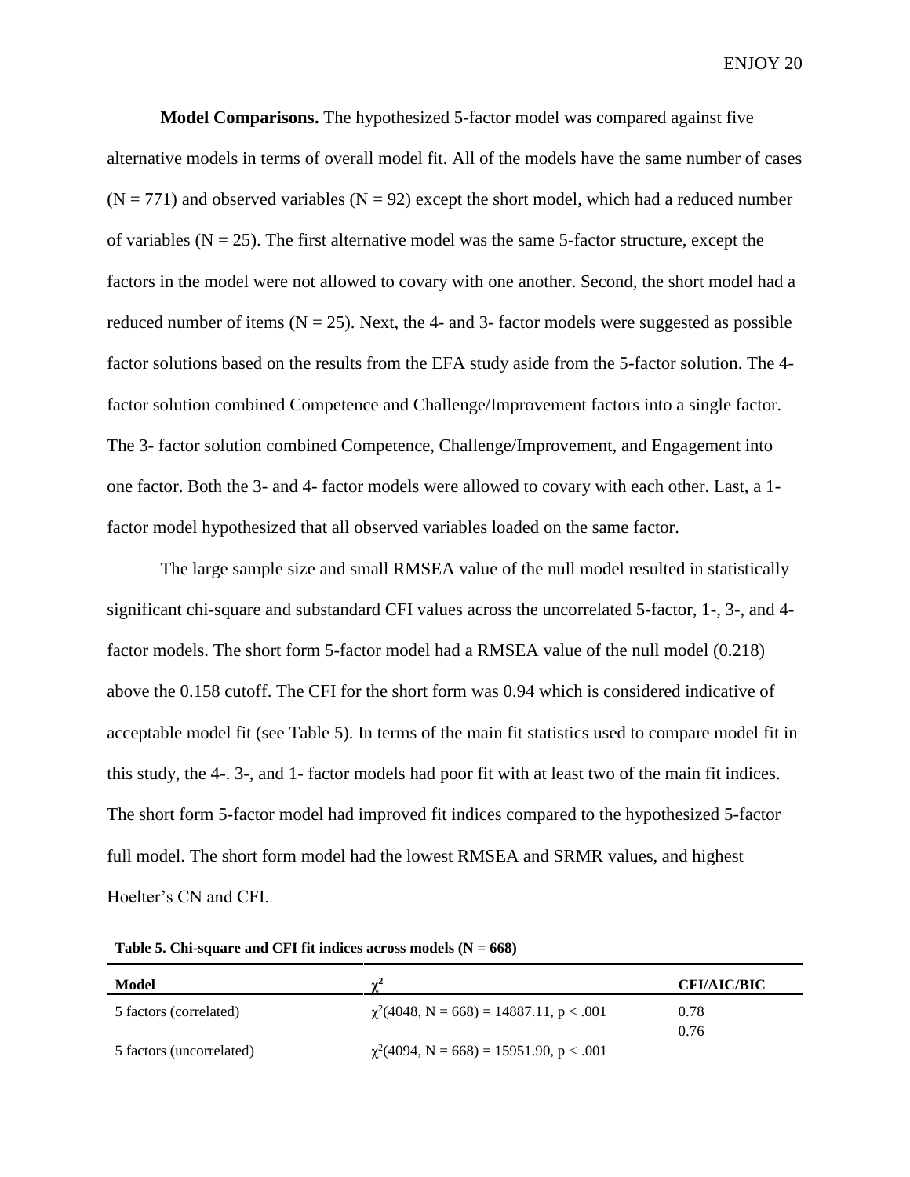**Model Comparisons.** The hypothesized 5-factor model was compared against five alternative models in terms of overall model fit. All of the models have the same number of cases (N = 771) and observed variables (N = 92) except the short model, which had a reduced number of variables (N = 25). The first alternative model was the same 5-factor structure, except the factors in the model were not allowed to covary with one another. Second, the short model had a reduced number of items (N = 25). Next, the 4- and 3- factor models were suggested as possible factor solutions based on the results from the EFA study aside from the 5-factor solution. The 4-factor solution combined Competence and Challenge/Improvement factors into a single factor. The 3- factor solution combined Competence, Challenge/Improvement, and Engagement into one factor. Both the 3- and 4- factor models were allowed to covary with each other. Last, a 1-factor model hypothesized that all observed variables loaded on the same factor.

The large sample size and small RMSEA value of the null model resulted in statistically significant chi-square and substandard CFI values across the uncorrelated 5-factor, 1-, 3-, and 4-factor models. The short form 5-factor model had a RMSEA value of the null model (0.218) above the 0.158 cutoff. The CFI for the short form was 0.94 which is considered indicative of acceptable model fit (see Table 5). In terms of the main fit statistics used to compare model fit in this study, the 4-. 3-, and 1- factor models had poor fit with at least two of the main fit indices. The short form 5-factor model had improved fit indices compared to the hypothesized 5-factor full model. The short form model had the lowest RMSEA and SRMR values, and highest Hoelter's CN and CFI.

**Table 5. Chi-square and CFI fit indices across models (N = 668)**

| Model | $\chi^2$ | CFI/AIC/BIC |
|---|---|---|
| 5 factors (correlated) | $\chi^2(4048, N = 668) = 14887.11, p < .001$ | 0.78 |
| 5 factors (uncorrelated) | $\chi^2(4094, N = 668) = 15951.90, p < .001$ | 0.76 |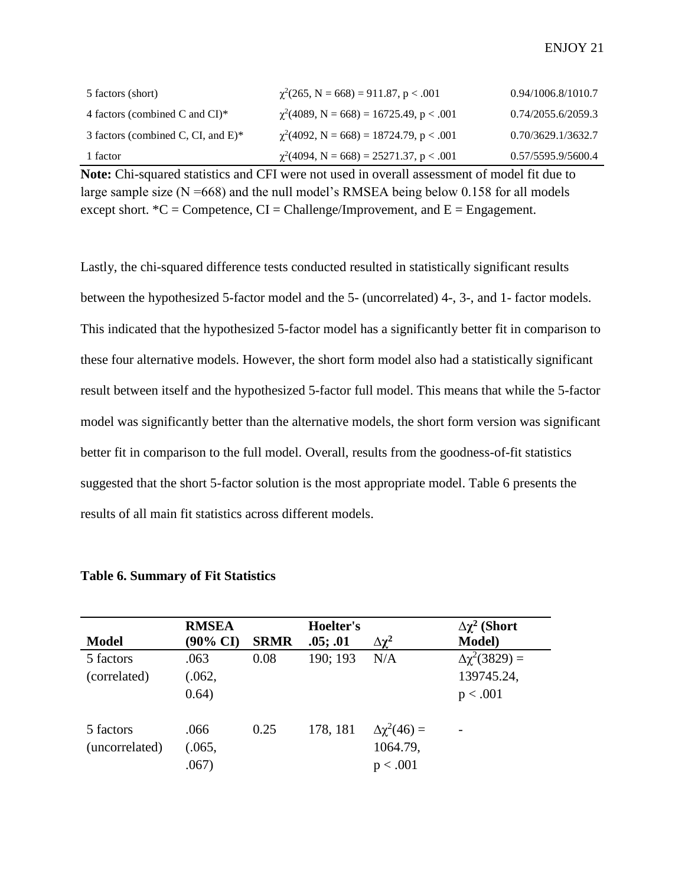| | | |
|---|---|---|
| 5 factors (short) | $\chi^2(265, N = 668) = 911.87, p < .001$ | 0.94/1006.8/1010.7 |
| 4 factors (combined C and CI)* | $\chi^2(4089, N = 668) = 16725.49, p < .001$ | 0.74/2055.6/2059.3 |
| 3 factors (combined C, CI, and E)* | $\chi^2(4092, N = 668) = 18724.79, p < .001$ | 0.70/3629.1/3632.7 |
| 1 factor | $\chi^2(4094, N = 668) = 25271.37, p < .001$ | 0.57/5595.9/5600.4 |

**Note:** Chi-squared statistics and CFI were not used in overall assessment of model fit due to large sample size (N =668) and the null model's RMSEA being below 0.158 for all models except short. *C = Competence, CI = Challenge/Improvement, and E = Engagement.

Lastly, the chi-squared difference tests conducted resulted in statistically significant results between the hypothesized 5-factor model and the 5- (uncorrelated) 4-, 3-, and 1- factor models. This indicated that the hypothesized 5-factor model has a significantly better fit in comparison to these four alternative models. However, the short form model also had a statistically significant result between itself and the hypothesized 5-factor full model. This means that while the 5-factor model was significantly better than the alternative models, the short form version was significant better fit in comparison to the full model. Overall, results from the goodness-of-fit statistics suggested that the short 5-factor solution is the most appropriate model. Table 6 presents the results of all main fit statistics across different models.

**Table 6. Summary of Fit Statistics**

| Model | RMSEA (90% CI) | SRMR | Hoelter's .05; .01 | $\Delta\chi^2$ | $\Delta\chi^2$ (Short Model) |
|---|---|---|---|---|---|
| 5 factors (correlated) | .063 (.062, 0.64) | 0.08 | 190; 193 | N/A | $\Delta\chi^2(3829) =$ 139745.24, $p < .001$ |
| 5 factors (uncorrelated) | .066 (.065, .067) | 0.25 | 178, 181 | $\Delta\chi^2(46) =$ 1064.79, $p < .001$ | - |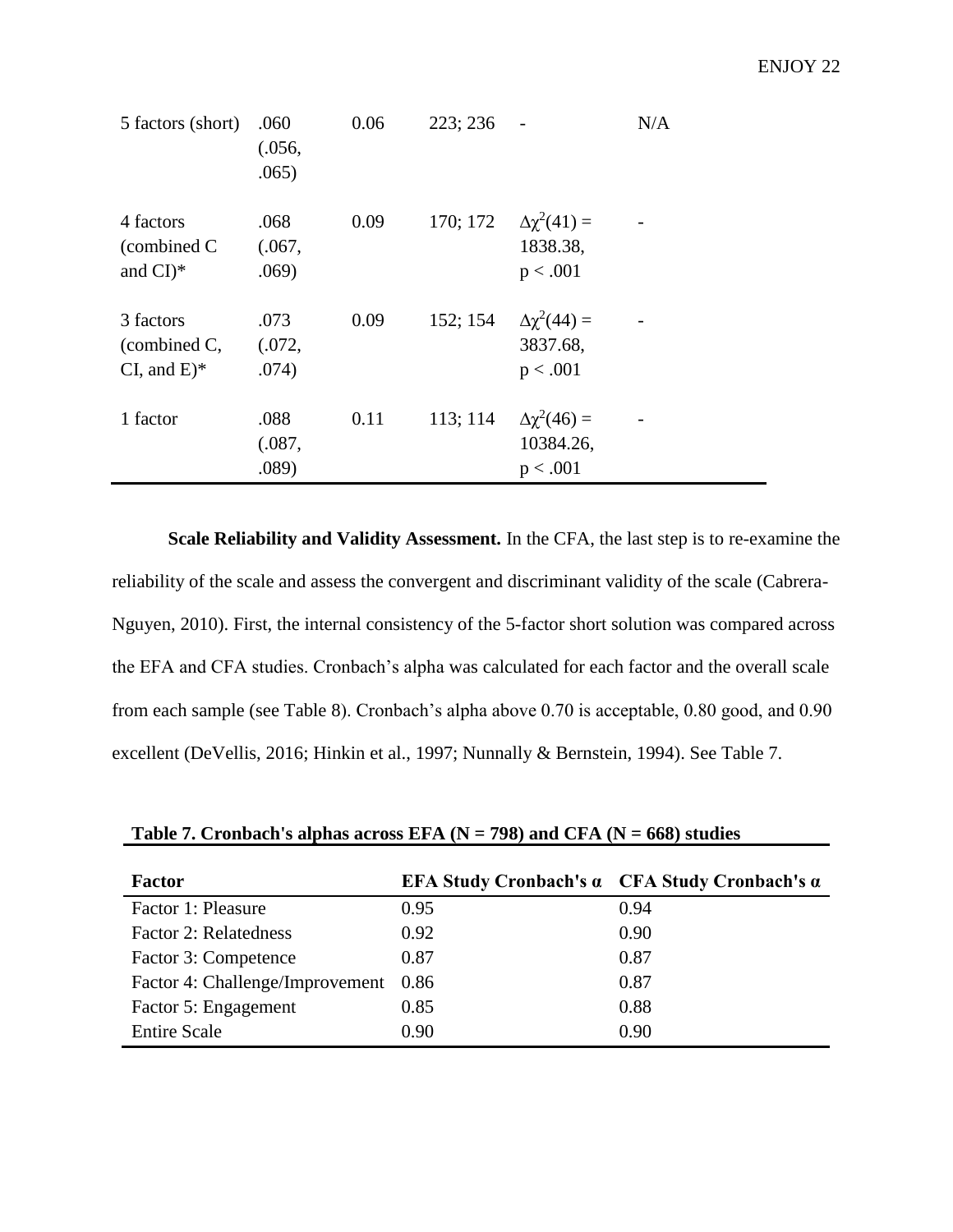| 5 factors (short) | .060 (.056, .065) | 0.06 | 223; 236 | - | N/A |
|---|---|---|---|---|---|
| 4 factors (combined C and CI)* | .068 (.067, .069) | 0.09 | 170; 172 | $\Delta\chi^2(41) =$ 1838.38, $p < .001$ | - |
| 3 factors (combined C, CI, and E)* | .073 (.072, .074) | 0.09 | 152; 154 | $\Delta\chi^2(44) =$ 3837.68, $p < .001$ | - |
| 1 factor | .088 (.087, .089) | 0.11 | 113; 114 | $\Delta\chi^2(46) =$ 10384.26, $p < .001$ | - |

**Scale Reliability and Validity Assessment.** In the CFA, the last step is to re-examine the reliability of the scale and assess the convergent and discriminant validity of the scale (Cabrera-Nguyen, 2010). First, the internal consistency of the 5-factor short solution was compared across the EFA and CFA studies. Cronbach's alpha was calculated for each factor and the overall scale from each sample (see Table 8). Cronbach's alpha above 0.70 is acceptable, 0.80 good, and 0.90 excellent (DeVellis, 2016; Hinkin et al., 1997; Nunnally & Bernstein, 1994). See Table 7.

**Table 7. Cronbach's alphas across EFA (N = 798) and CFA (N = 668) studies**

| Factor | EFA Study Cronbach's α | CFA Study Cronbach's α |
|---|---|---|
| Factor 1: Pleasure | 0.95 | 0.94 |
| Factor 2: Relatedness | 0.92 | 0.90 |
| Factor 3: Competence | 0.87 | 0.87 |
| Factor 4: Challenge/Improvement | 0.86 | 0.87 |
| Factor 5: Engagement | 0.85 | 0.88 |
| Entire Scale | 0.90 | 0.90 |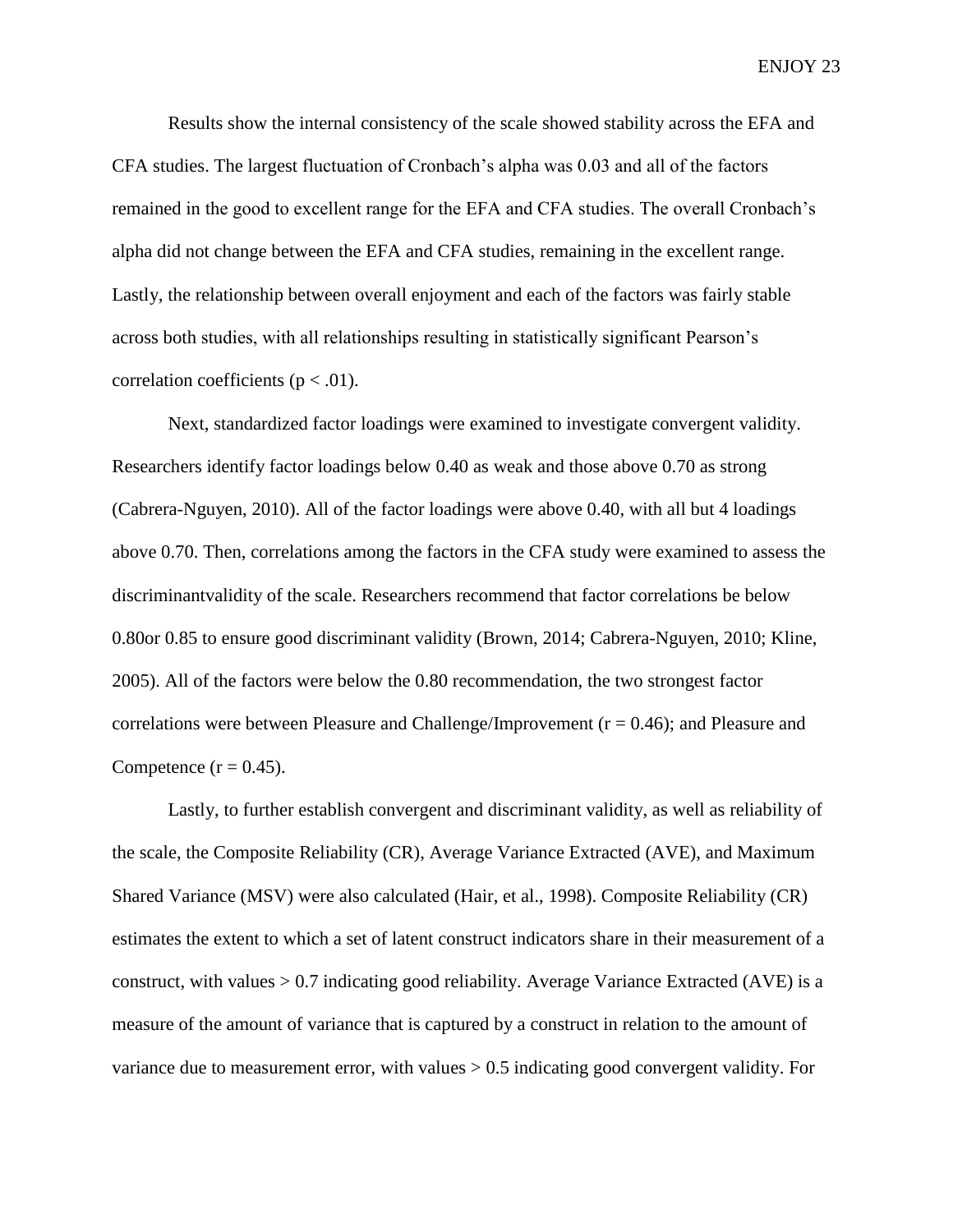Results show the internal consistency of the scale showed stability across the EFA and CFA studies. The largest fluctuation of Cronbach's alpha was 0.03 and all of the factors remained in the good to excellent range for the EFA and CFA studies. The overall Cronbach's alpha did not change between the EFA and CFA studies, remaining in the excellent range. Lastly, the relationship between overall enjoyment and each of the factors was fairly stable across both studies, with all relationships resulting in statistically significant Pearson's correlation coefficients ($p < .01$).

Next, standardized factor loadings were examined to investigate convergent validity. Researchers identify factor loadings below 0.40 as weak and those above 0.70 as strong (Cabrera-Nguyen, 2010). All of the factor loadings were above 0.40, with all but 4 loadings above 0.70. Then, correlations among the factors in the CFA study were examined to assess the discriminantvalidity of the scale. Researchers recommend that factor correlations be below 0.80or 0.85 to ensure good discriminant validity (Brown, 2014; Cabrera-Nguyen, 2010; Kline, 2005). All of the factors were below the 0.80 recommendation, the two strongest factor correlations were between Pleasure and Challenge/Improvement ($r = 0.46$); and Pleasure and Competence ($r = 0.45$).

Lastly, to further establish convergent and discriminant validity, as well as reliability of the scale, the Composite Reliability (CR), Average Variance Extracted (AVE), and Maximum Shared Variance (MSV) were also calculated (Hair, et al., 1998). Composite Reliability (CR) estimates the extent to which a set of latent construct indicators share in their measurement of a construct, with values $> 0.7$ indicating good reliability. Average Variance Extracted (AVE) is a measure of the amount of variance that is captured by a construct in relation to the amount of variance due to measurement error, with values $> 0.5$ indicating good convergent validity. For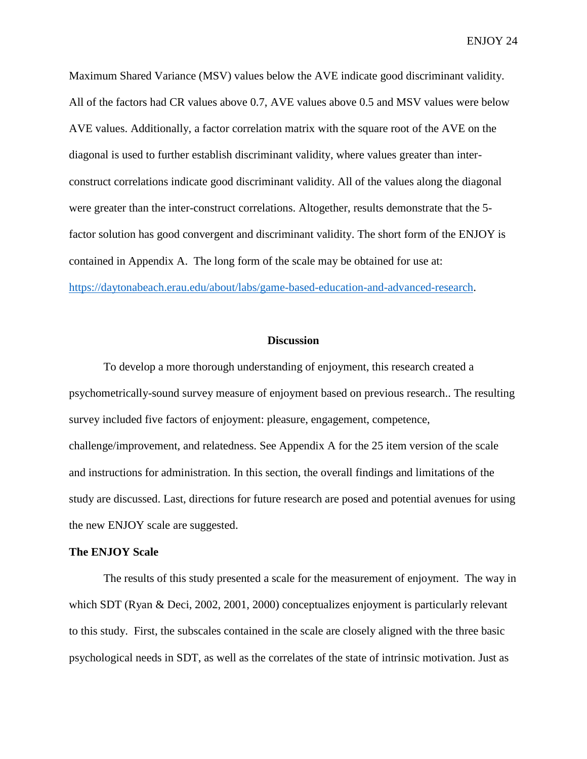Maximum Shared Variance (MSV) values below the AVE indicate good discriminant validity. All of the factors had CR values above 0.7, AVE values above 0.5 and MSV values were below AVE values. Additionally, a factor correlation matrix with the square root of the AVE on the diagonal is used to further establish discriminant validity, where values greater than inter-construct correlations indicate good discriminant validity. All of the values along the diagonal were greater than the inter-construct correlations. Altogether, results demonstrate that the 5-factor solution has good convergent and discriminant validity. The short form of the ENJOY is contained in Appendix A. The long form of the scale may be obtained for use at: https://daytonabeach.erau.edu/about/labs/game-based-education-and-advanced-research.

## Discussion

To develop a more thorough understanding of enjoyment, this research created a psychometrically-sound survey measure of enjoyment based on previous research.. The resulting survey included five factors of enjoyment: pleasure, engagement, competence, challenge/improvement, and relatedness. See Appendix A for the 25 item version of the scale and instructions for administration. In this section, the overall findings and limitations of the study are discussed. Last, directions for future research are posed and potential avenues for using the new ENJOY scale are suggested.

### The ENJOY Scale

The results of this study presented a scale for the measurement of enjoyment. The way in which SDT (Ryan & Deci, 2002, 2001, 2000) conceptualizes enjoyment is particularly relevant to this study. First, the subscales contained in the scale are closely aligned with the three basic psychological needs in SDT, as well as the correlates of the state of intrinsic motivation. Just as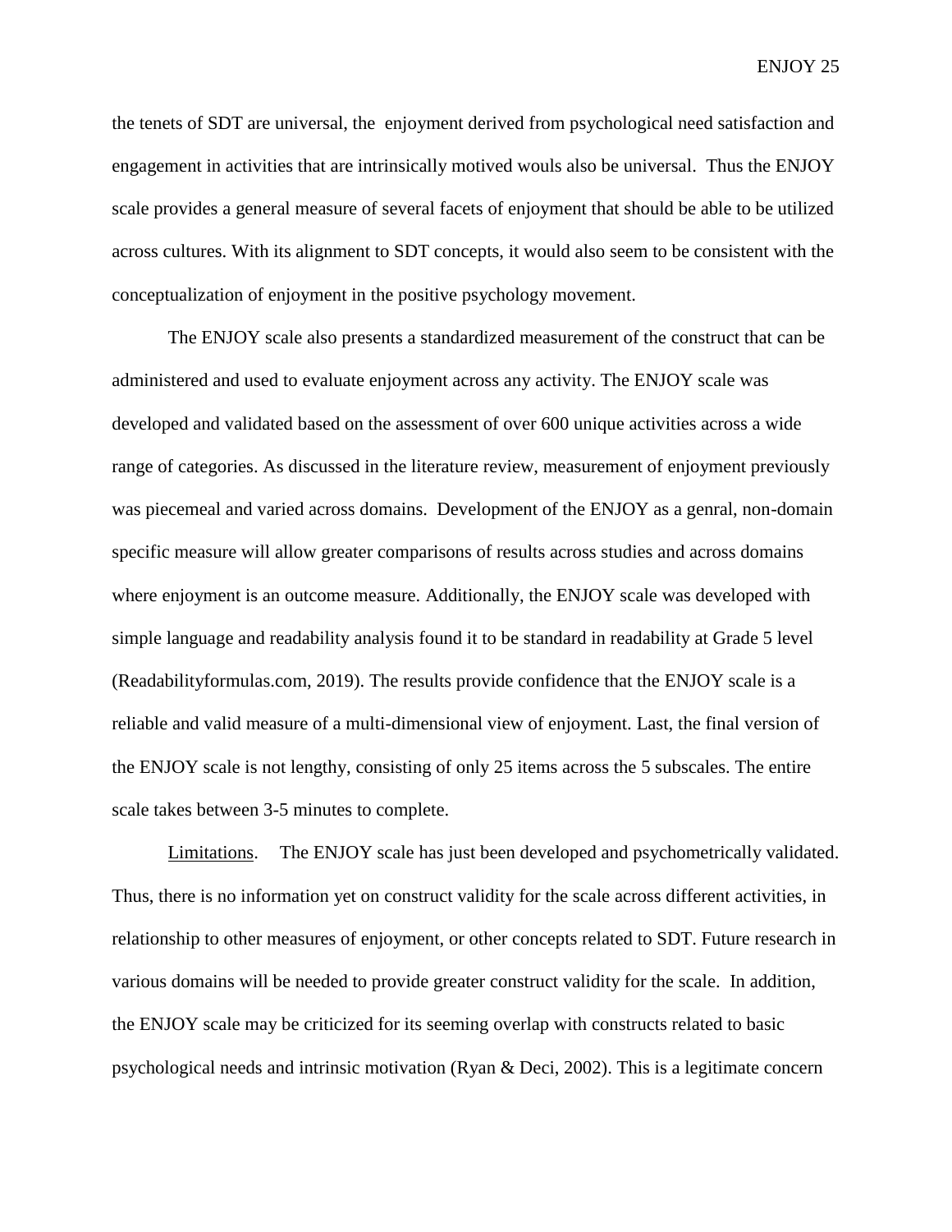the tenets of SDT are universal, the enjoyment derived from psychological need satisfaction and engagement in activities that are intrinsically motived wouls also be universal. Thus the ENJOY scale provides a general measure of several facets of enjoyment that should be able to be utilized across cultures. With its alignment to SDT concepts, it would also seem to be consistent with the conceptualization of enjoyment in the positive psychology movement.

The ENJOY scale also presents a standardized measurement of the construct that can be administered and used to evaluate enjoyment across any activity. The ENJOY scale was developed and validated based on the assessment of over 600 unique activities across a wide range of categories. As discussed in the literature review, measurement of enjoyment previously was piecemeal and varied across domains. Development of the ENJOY as a genral, non-domain specific measure will allow greater comparisons of results across studies and across domains where enjoyment is an outcome measure. Additionally, the ENJOY scale was developed with simple language and readability analysis found it to be standard in readability at Grade 5 level (Readabilityformulas.com, 2019). The results provide confidence that the ENJOY scale is a reliable and valid measure of a multi-dimensional view of enjoyment. Last, the final version of the ENJOY scale is not lengthy, consisting of only 25 items across the 5 subscales. The entire scale takes between 3-5 minutes to complete.

Limitations. The ENJOY scale has just been developed and psychometrically validated. Thus, there is no information yet on construct validity for the scale across different activities, in relationship to other measures of enjoyment, or other concepts related to SDT. Future research in various domains will be needed to provide greater construct validity for the scale. In addition, the ENJOY scale may be criticized for its seeming overlap with constructs related to basic psychological needs and intrinsic motivation (Ryan & Deci, 2002). This is a legitimate concern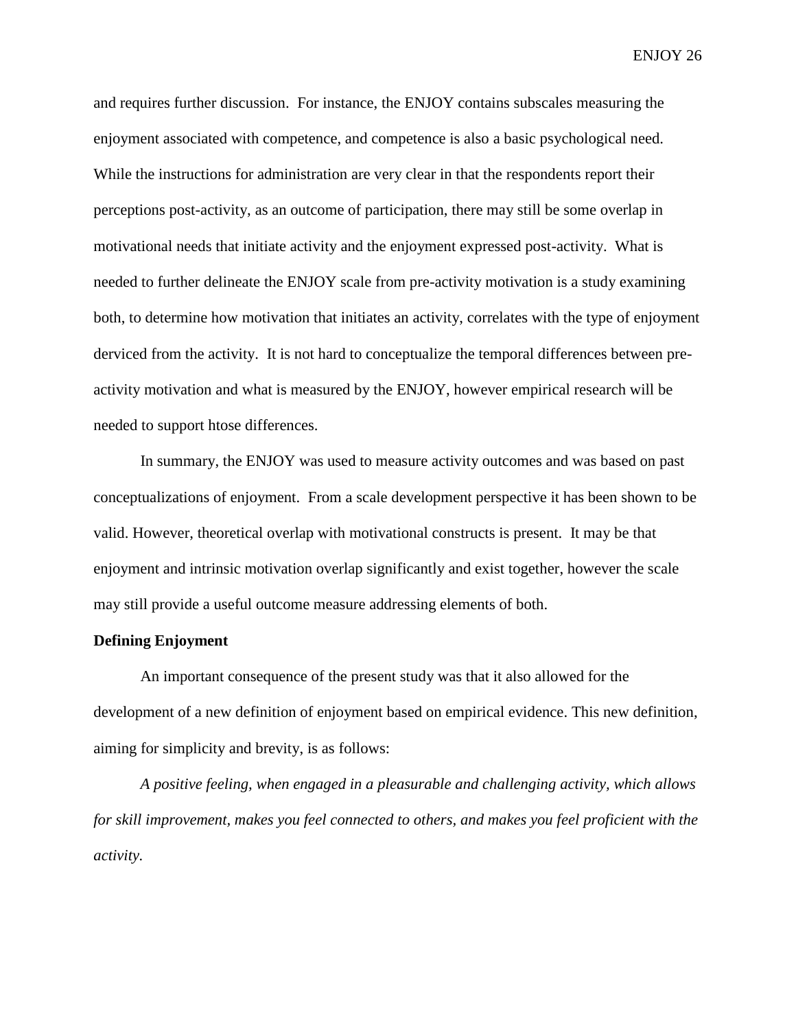and requires further discussion. For instance, the ENJOY contains subscales measuring the enjoyment associated with competence, and competence is also a basic psychological need. While the instructions for administration are very clear in that the respondents report their perceptions post-activity, as an outcome of participation, there may still be some overlap in motivational needs that initiate activity and the enjoyment expressed post-activity. What is needed to further delineate the ENJOY scale from pre-activity motivation is a study examining both, to determine how motivation that initiates an activity, correlates with the type of enjoyment derviced from the activity. It is not hard to conceptualize the temporal differences between pre-activity motivation and what is measured by the ENJOY, however empirical research will be needed to support htose differences.

In summary, the ENJOY was used to measure activity outcomes and was based on past conceptualizations of enjoyment. From a scale development perspective it has been shown to be valid. However, theoretical overlap with motivational constructs is present. It may be that enjoyment and intrinsic motivation overlap significantly and exist together, however the scale may still provide a useful outcome measure addressing elements of both.

**Defining Enjoyment**

An important consequence of the present study was that it also allowed for the development of a new definition of enjoyment based on empirical evidence. This new definition, aiming for simplicity and brevity, is as follows:

*A positive feeling, when engaged in a pleasurable and challenging activity, which allows for skill improvement, makes you feel connected to others, and makes you feel proficient with the activity.*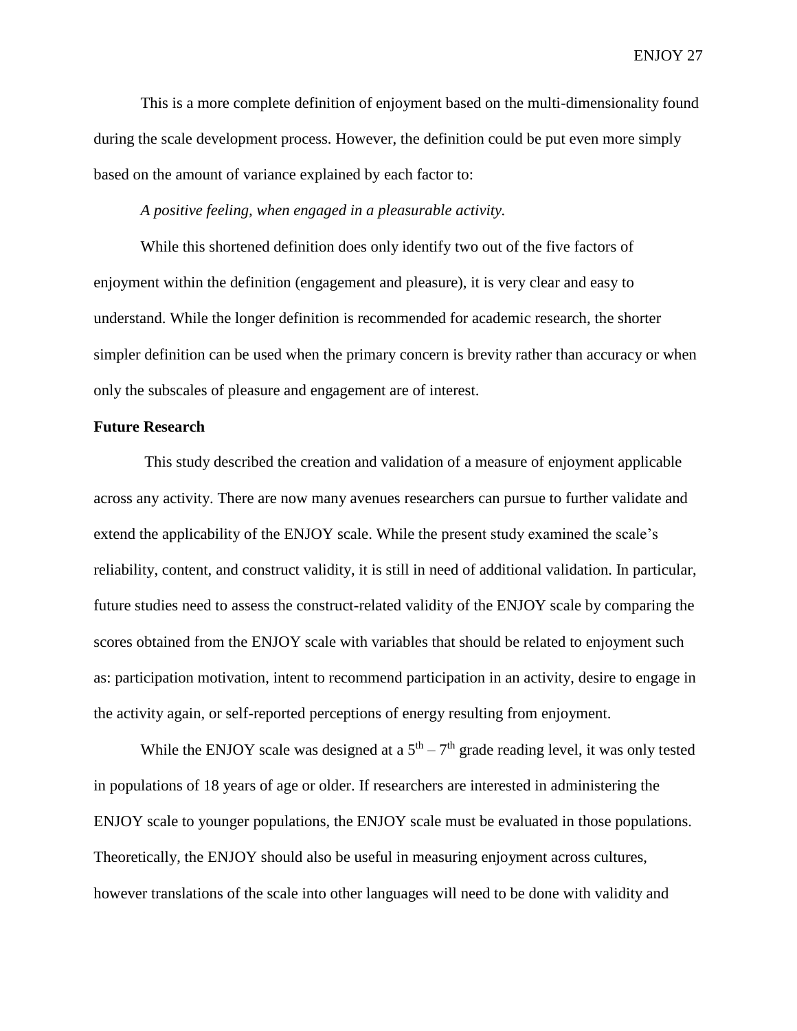This is a more complete definition of enjoyment based on the multi-dimensionality found during the scale development process. However, the definition could be put even more simply based on the amount of variance explained by each factor to:

*A positive feeling, when engaged in a pleasurable activity.*

While this shortened definition does only identify two out of the five factors of enjoyment within the definition (engagement and pleasure), it is very clear and easy to understand. While the longer definition is recommended for academic research, the shorter simpler definition can be used when the primary concern is brevity rather than accuracy or when only the subscales of pleasure and engagement are of interest.

**Future Research**

This study described the creation and validation of a measure of enjoyment applicable across any activity. There are now many avenues researchers can pursue to further validate and extend the applicability of the ENJOY scale. While the present study examined the scale's reliability, content, and construct validity, it is still in need of additional validation. In particular, future studies need to assess the construct-related validity of the ENJOY scale by comparing the scores obtained from the ENJOY scale with variables that should be related to enjoyment such as: participation motivation, intent to recommend participation in an activity, desire to engage in the activity again, or self-reported perceptions of energy resulting from enjoyment.

While the ENJOY scale was designed at a $5^{th} - 7^{th}$ grade reading level, it was only tested in populations of 18 years of age or older. If researchers are interested in administering the ENJOY scale to younger populations, the ENJOY scale must be evaluated in those populations. Theoretically, the ENJOY should also be useful in measuring enjoyment across cultures, however translations of the scale into other languages will need to be done with validity and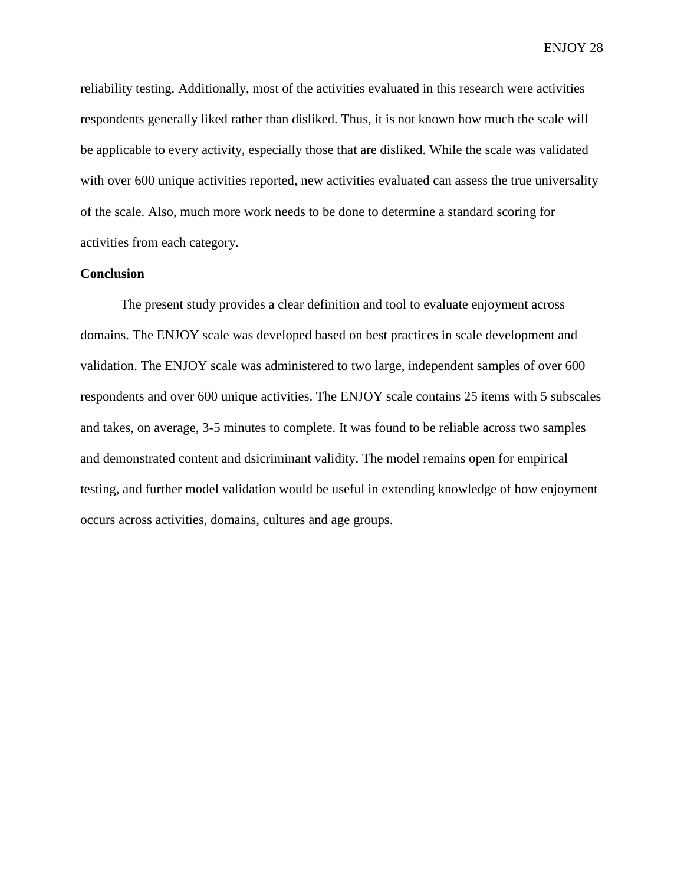reliability testing. Additionally, most of the activities evaluated in this research were activities respondents generally liked rather than disliked. Thus, it is not known how much the scale will be applicable to every activity, especially those that are disliked. While the scale was validated with over 600 unique activities reported, new activities evaluated can assess the true universality of the scale. Also, much more work needs to be done to determine a standard scoring for activities from each category.

**Conclusion**

The present study provides a clear definition and tool to evaluate enjoyment across domains. The ENJOY scale was developed based on best practices in scale development and validation. The ENJOY scale was administered to two large, independent samples of over 600 respondents and over 600 unique activities. The ENJOY scale contains 25 items with 5 subscales and takes, on average, 3-5 minutes to complete. It was found to be reliable across two samples and demonstrated content and dsicriminant validity. The model remains open for empirical testing, and further model validation would be useful in extending knowledge of how enjoyment occurs across activities, domains, cultures and age groups.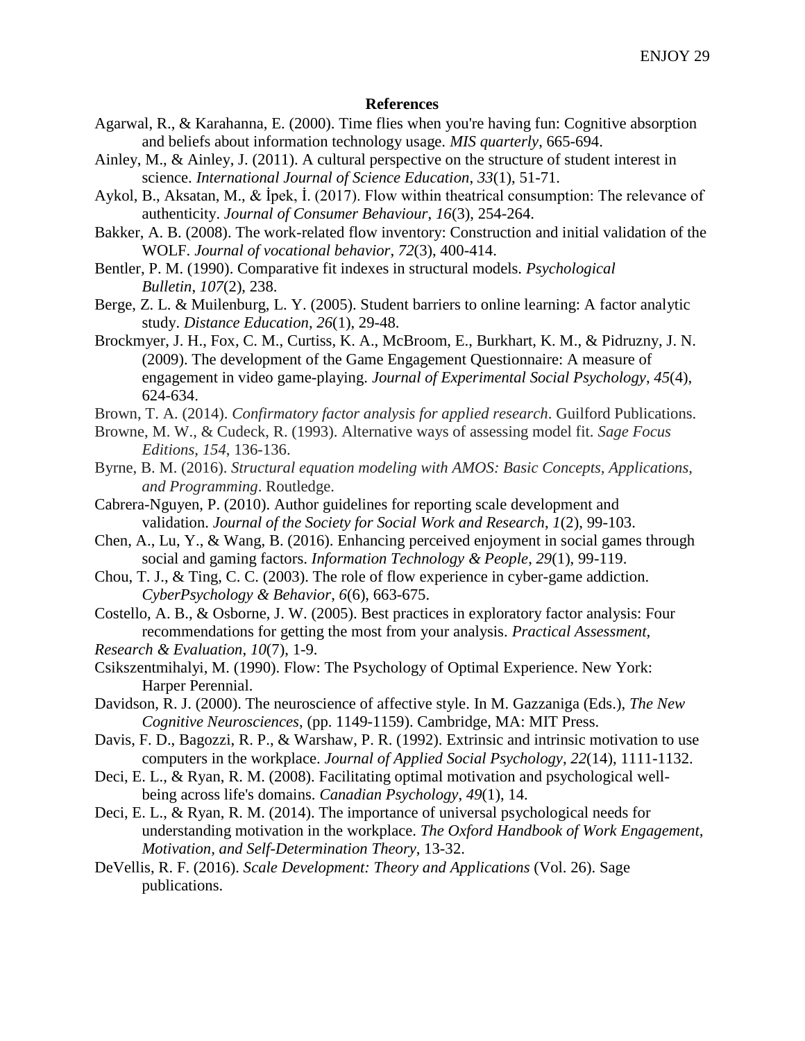**References**

Agarwal, R., & Karahanna, E. (2000). Time flies when you're having fun: Cognitive absorption and beliefs about information technology usage. *MIS quarterly*, 665-694.

Ainley, M., & Ainley, J. (2011). A cultural perspective on the structure of student interest in science. *International Journal of Science Education*, *33*(1), 51-71.

Aykol, B., Aksatan, M., & İpek, İ. (2017). Flow within theatrical consumption: The relevance of authenticity. *Journal of Consumer Behaviour*, *16*(3), 254-264.

Bakker, A. B. (2008). The work-related flow inventory: Construction and initial validation of the WOLF. *Journal of vocational behavior*, *72*(3), 400-414.

Bentler, P. M. (1990). Comparative fit indexes in structural models. *Psychological Bulletin*, *107*(2), 238.

Berge, Z. L. & Muilenburg, L. Y. (2005). Student barriers to online learning: A factor analytic study. *Distance Education*, *26*(1), 29-48.

Brockmyer, J. H., Fox, C. M., Curtiss, K. A., McBroom, E., Burkhart, K. M., & Pidruzny, J. N. (2009). The development of the Game Engagement Questionnaire: A measure of engagement in video game-playing. *Journal of Experimental Social Psychology*, *45*(4), 624-634.

Brown, T. A. (2014). *Confirmatory factor analysis for applied research*. Guilford Publications.

Browne, M. W., & Cudeck, R. (1993). Alternative ways of assessing model fit. *Sage Focus Editions*, *154*, 136-136.

Byrne, B. M. (2016). *Structural equation modeling with AMOS: Basic Concepts, Applications, and Programming*. Routledge.

Cabrera-Nguyen, P. (2010). Author guidelines for reporting scale development and validation. *Journal of the Society for Social Work and Research*, *1*(2), 99-103.

Chen, A., Lu, Y., & Wang, B. (2016). Enhancing perceived enjoyment in social games through social and gaming factors. *Information Technology & People*, *29*(1), 99-119.

Chou, T. J., & Ting, C. C. (2003). The role of flow experience in cyber-game addiction. *CyberPsychology & Behavior*, *6*(6), 663-675.

Costello, A. B., & Osborne, J. W. (2005). Best practices in exploratory factor analysis: Four recommendations for getting the most from your analysis. *Practical Assessment, Research & Evaluation*, *10*(7), 1-9.

Csikszentmihalyi, M. (1990). Flow: The Psychology of Optimal Experience. New York: Harper Perennial.

Davidson, R. J. (2000). The neuroscience of affective style. In M. Gazzaniga (Eds.), *The New Cognitive Neurosciences*, (pp. 1149-1159). Cambridge, MA: MIT Press.

Davis, F. D., Bagozzi, R. P., & Warshaw, P. R. (1992). Extrinsic and intrinsic motivation to use computers in the workplace. *Journal of Applied Social Psychology*, *22*(14), 1111-1132.

Deci, E. L., & Ryan, R. M. (2008). Facilitating optimal motivation and psychological well-being across life's domains. *Canadian Psychology*, *49*(1), 14.

Deci, E. L., & Ryan, R. M. (2014). The importance of universal psychological needs for understanding motivation in the workplace. *The Oxford Handbook of Work Engagement, Motivation, and Self-Determination Theory*, 13-32.

DeVellis, R. F. (2016). *Scale Development: Theory and Applications* (Vol. 26). Sage publications.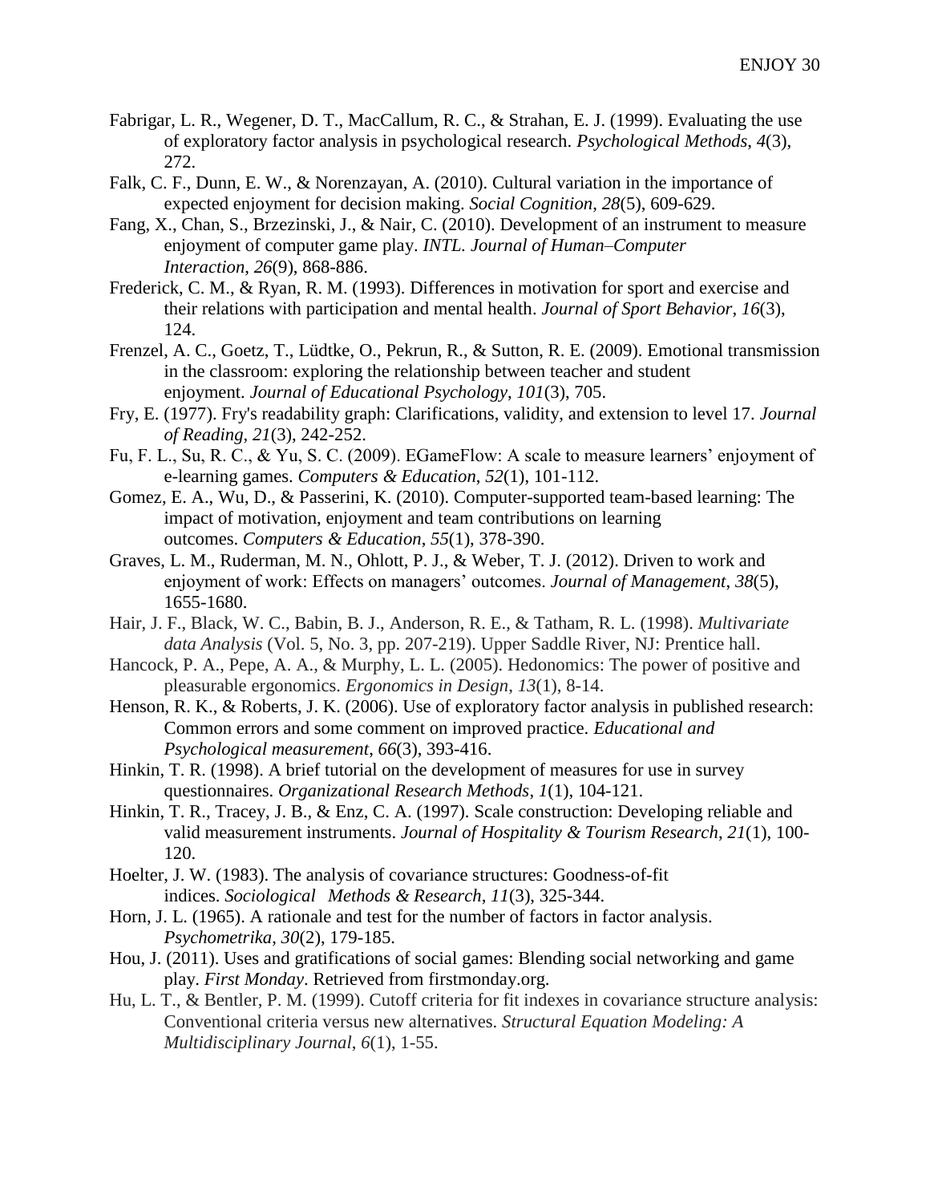Fabrigar, L. R., Wegener, D. T., MacCallum, R. C., & Strahan, E. J. (1999). Evaluating the use of exploratory factor analysis in psychological research. *Psychological Methods*, *4*(3), 272.

Falk, C. F., Dunn, E. W., & Norenzayan, A. (2010). Cultural variation in the importance of expected enjoyment for decision making. *Social Cognition*, *28*(5), 609-629.

Fang, X., Chan, S., Brzezinski, J., & Nair, C. (2010). Development of an instrument to measure enjoyment of computer game play. *INTL. Journal of Human–Computer Interaction*, *26*(9), 868-886.

Frederick, C. M., & Ryan, R. M. (1993). Differences in motivation for sport and exercise and their relations with participation and mental health. *Journal of Sport Behavior*, *16*(3), 124.

Frenzel, A. C., Goetz, T., Lüdtke, O., Pekrun, R., & Sutton, R. E. (2009). Emotional transmission in the classroom: exploring the relationship between teacher and student enjoyment. *Journal of Educational Psychology*, *101*(3), 705.

Fry, E. (1977). Fry's readability graph: Clarifications, validity, and extension to level 17. *Journal of Reading*, *21*(3), 242-252.

Fu, F. L., Su, R. C., & Yu, S. C. (2009). EGameFlow: A scale to measure learners' enjoyment of e-learning games. *Computers & Education*, *52*(1), 101-112.

Gomez, E. A., Wu, D., & Passerini, K. (2010). Computer-supported team-based learning: The impact of motivation, enjoyment and team contributions on learning outcomes. *Computers & Education*, *55*(1), 378-390.

Graves, L. M., Ruderman, M. N., Ohlott, P. J., & Weber, T. J. (2012). Driven to work and enjoyment of work: Effects on managers' outcomes. *Journal of Management*, *38*(5), 1655-1680.

Hair, J. F., Black, W. C., Babin, B. J., Anderson, R. E., & Tatham, R. L. (1998). *Multivariate data Analysis* (Vol. 5, No. 3, pp. 207-219). Upper Saddle River, NJ: Prentice hall.

Hancock, P. A., Pepe, A. A., & Murphy, L. L. (2005). Hedonomics: The power of positive and pleasurable ergonomics. *Ergonomics in Design*, *13*(1), 8-14.

Henson, R. K., & Roberts, J. K. (2006). Use of exploratory factor analysis in published research: Common errors and some comment on improved practice. *Educational and Psychological measurement*, *66*(3), 393-416.

Hinkin, T. R. (1998). A brief tutorial on the development of measures for use in survey questionnaires. *Organizational Research Methods*, *1*(1), 104-121.

Hinkin, T. R., Tracey, J. B., & Enz, C. A. (1997). Scale construction: Developing reliable and valid measurement instruments. *Journal of Hospitality & Tourism Research*, *21*(1), 100-120.

Hoelter, J. W. (1983). The analysis of covariance structures: Goodness-of-fit indices. *Sociological Methods & Research*, *11*(3), 325-344.

Horn, J. L. (1965). A rationale and test for the number of factors in factor analysis. *Psychometrika*, *30*(2), 179-185.

Hou, J. (2011). Uses and gratifications of social games: Blending social networking and game play. *First Monday*. Retrieved from firstmonday.org.

Hu, L. T., & Bentler, P. M. (1999). Cutoff criteria for fit indexes in covariance structure analysis: Conventional criteria versus new alternatives. *Structural Equation Modeling: A Multidisciplinary Journal*, *6*(1), 1-55.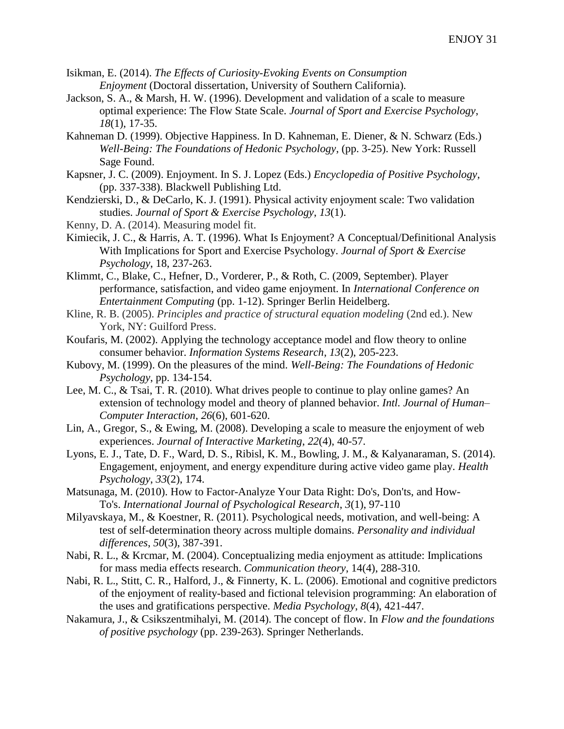Isikman, E. (2014). *The Effects of Curiosity-Evoking Events on Consumption Enjoyment* (Doctoral dissertation, University of Southern California).

Jackson, S. A., & Marsh, H. W. (1996). Development and validation of a scale to measure optimal experience: The Flow State Scale. *Journal of Sport and Exercise Psychology*, *18*(1), 17-35.

Kahneman D. (1999). Objective Happiness. In D. Kahneman, E. Diener, & N. Schwarz (Eds.) *Well-Being: The Foundations of Hedonic Psychology*, (pp. 3-25). New York: Russell Sage Found.

Kapsner, J. C. (2009). Enjoyment. In S. J. Lopez (Eds.) *Encyclopedia of Positive Psychology*, (pp. 337-338). Blackwell Publishing Ltd.

Kendzierski, D., & DeCarlo, K. J. (1991). Physical activity enjoyment scale: Two validation studies. *Journal of Sport & Exercise Psychology*, *13*(1).

Kenny, D. A. (2014). Measuring model fit.

Kimiecik, J. C., & Harris, A. T. (1996). What Is Enjoyment? A Conceptual/Definitional Analysis With Implications for Sport and Exercise Psychology. *Journal of Sport & Exercise Psychology*, 18, 237-263.

Klimmt, C., Blake, C., Hefner, D., Vorderer, P., & Roth, C. (2009, September). Player performance, satisfaction, and video game enjoyment. In *International Conference on Entertainment Computing* (pp. 1-12). Springer Berlin Heidelberg.

Kline, R. B. (2005). *Principles and practice of structural equation modeling* (2nd ed.). New York, NY: Guilford Press.

Koufaris, M. (2002). Applying the technology acceptance model and flow theory to online consumer behavior. *Information Systems Research*, *13*(2), 205-223.

Kubovy, M. (1999). On the pleasures of the mind. *Well-Being: The Foundations of Hedonic Psychology*, pp. 134-154.

Lee, M. C., & Tsai, T. R. (2010). What drives people to continue to play online games? An extension of technology model and theory of planned behavior. *Intl. Journal of Human–Computer Interaction*, *26*(6), 601-620.

Lin, A., Gregor, S., & Ewing, M. (2008). Developing a scale to measure the enjoyment of web experiences. *Journal of Interactive Marketing*, *22*(4), 40-57.

Lyons, E. J., Tate, D. F., Ward, D. S., Ribisl, K. M., Bowling, J. M., & Kalyanaraman, S. (2014). Engagement, enjoyment, and energy expenditure during active video game play. *Health Psychology*, *33*(2), 174.

Matsunaga, M. (2010). How to Factor-Analyze Your Data Right: Do's, Don'ts, and How-To's. *International Journal of Psychological Research*, *3*(1), 97-110

Milyavskaya, M., & Koestner, R. (2011). Psychological needs, motivation, and well-being: A test of self-determination theory across multiple domains. *Personality and individual differences*, *50*(3), 387-391.

Nabi, R. L., & Krcmar, M. (2004). Conceptualizing media enjoyment as attitude: Implications for mass media effects research. *Communication theory*, 14(4), 288-310.

Nabi, R. L., Stitt, C. R., Halford, J., & Finnerty, K. L. (2006). Emotional and cognitive predictors of the enjoyment of reality-based and fictional television programming: An elaboration of the uses and gratifications perspective. *Media Psychology*, *8*(4), 421-447.

Nakamura, J., & Csikszentmihalyi, M. (2014). The concept of flow. In *Flow and the foundations of positive psychology* (pp. 239-263). Springer Netherlands.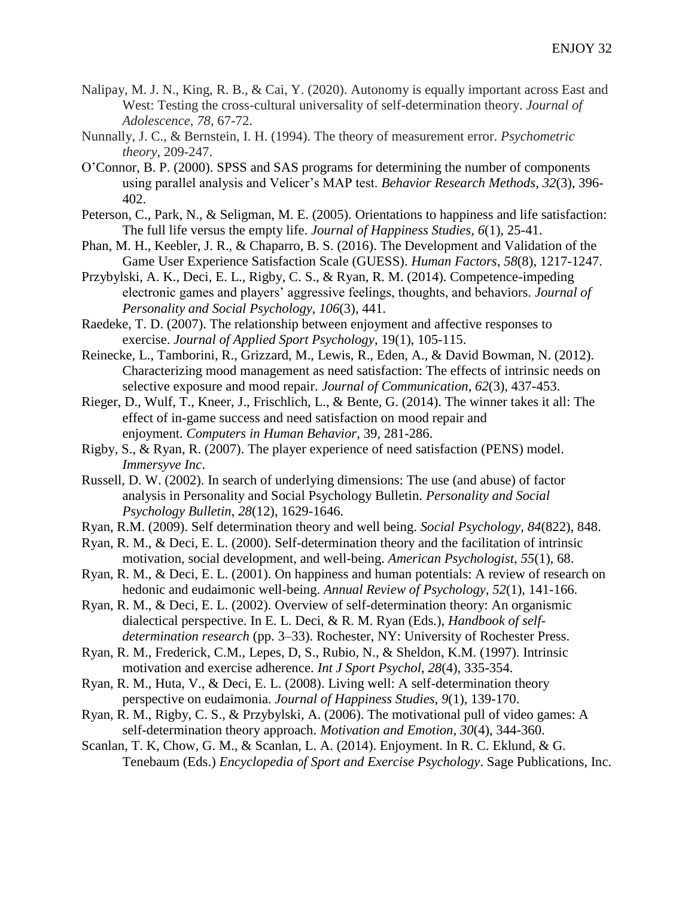Nalipay, M. J. N., King, R. B., & Cai, Y. (2020). Autonomy is equally important across East and West: Testing the cross-cultural universality of self-determination theory. *Journal of Adolescence*, *78*, 67-72.

Nunnally, J. C., & Bernstein, I. H. (1994). The theory of measurement error. *Psychometric theory*, 209-247.

O'Connor, B. P. (2000). SPSS and SAS programs for determining the number of components using parallel analysis and Velicer's MAP test. *Behavior Research Methods*, *32*(3), 396-402.

Peterson, C., Park, N., & Seligman, M. E. (2005). Orientations to happiness and life satisfaction: The full life versus the empty life. *Journal of Happiness Studies*, *6*(1), 25-41.

Phan, M. H., Keebler, J. R., & Chaparro, B. S. (2016). The Development and Validation of the Game User Experience Satisfaction Scale (GUESS). *Human Factors*, *58*(8), 1217-1247.

Przybylski, A. K., Deci, E. L., Rigby, C. S., & Ryan, R. M. (2014). Competence-impeding electronic games and players' aggressive feelings, thoughts, and behaviors. *Journal of Personality and Social Psychology*, *106*(3), 441.

Raedeke, T. D. (2007). The relationship between enjoyment and affective responses to exercise. *Journal of Applied Sport Psychology*, 19(1), 105-115.

Reinecke, L., Tamborini, R., Grizzard, M., Lewis, R., Eden, A., & David Bowman, N. (2012). Characterizing mood management as need satisfaction: The effects of intrinsic needs on selective exposure and mood repair. *Journal of Communication*, *62*(3), 437-453.

Rieger, D., Wulf, T., Kneer, J., Frischlich, L., & Bente, G. (2014). The winner takes it all: The effect of in-game success and need satisfaction on mood repair and enjoyment. *Computers in Human Behavior*, 39, 281-286.

Rigby, S., & Ryan, R. (2007). The player experience of need satisfaction (PENS) model. *Immersyve Inc*.

Russell, D. W. (2002). In search of underlying dimensions: The use (and abuse) of factor analysis in Personality and Social Psychology Bulletin. *Personality and Social Psychology Bulletin*, *28*(12), 1629-1646.

Ryan, R.M. (2009). Self determination theory and well being. *Social Psychology*, *84*(822), 848.

Ryan, R. M., & Deci, E. L. (2000). Self-determination theory and the facilitation of intrinsic motivation, social development, and well-being. *American Psychologist*, *55*(1), 68.

Ryan, R. M., & Deci, E. L. (2001). On happiness and human potentials: A review of research on hedonic and eudaimonic well-being. *Annual Review of Psychology*, *52*(1), 141-166.

Ryan, R. M., & Deci, E. L. (2002). Overview of self-determination theory: An organismic dialectical perspective. In E. L. Deci, & R. M. Ryan (Eds.), *Handbook of self-determination research* (pp. 3–33). Rochester, NY: University of Rochester Press.

Ryan, R. M., Frederick, C.M., Lepes, D, S., Rubio, N., & Sheldon, K.M. (1997). Intrinsic motivation and exercise adherence. *Int J Sport Psychol*, *28*(4), 335-354.

Ryan, R. M., Huta, V., & Deci, E. L. (2008). Living well: A self-determination theory perspective on eudaimonia. *Journal of Happiness Studies*, *9*(1), 139-170.

Ryan, R. M., Rigby, C. S., & Przybylski, A. (2006). The motivational pull of video games: A self-determination theory approach. *Motivation and Emotion*, *30*(4), 344-360.

Scanlan, T. K, Chow, G. M., & Scanlan, L. A. (2014). Enjoyment. In R. C. Eklund, & G. Tenebaum (Eds.) *Encyclopedia of Sport and Exercise Psychology*. Sage Publications, Inc.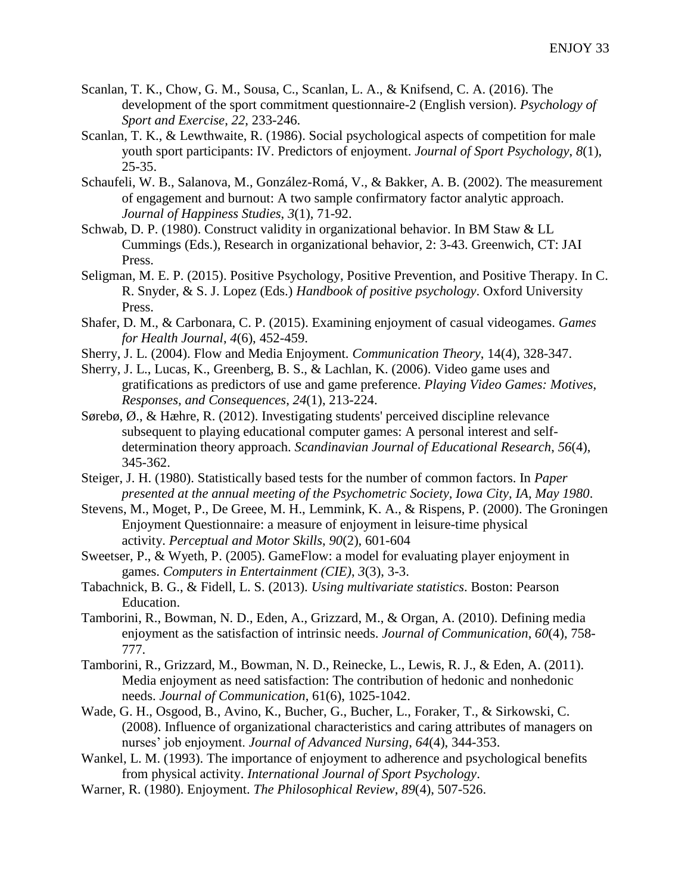Scanlan, T. K., Chow, G. M., Sousa, C., Scanlan, L. A., & Knifsend, C. A. (2016). The development of the sport commitment questionnaire-2 (English version). *Psychology of Sport and Exercise*, *22*, 233-246.

Scanlan, T. K., & Lewthwaite, R. (1986). Social psychological aspects of competition for male youth sport participants: IV. Predictors of enjoyment. *Journal of Sport Psychology*, *8*(1), 25-35.

Schaufeli, W. B., Salanova, M., González-Romá, V., & Bakker, A. B. (2002). The measurement of engagement and burnout: A two sample confirmatory factor analytic approach. *Journal of Happiness Studies*, *3*(1), 71-92.

Schwab, D. P. (1980). Construct validity in organizational behavior. In BM Staw & LL Cummings (Eds.), Research in organizational behavior, 2: 3-43. Greenwich, CT: JAI Press.

Seligman, M. E. P. (2015). Positive Psychology, Positive Prevention, and Positive Therapy. In C. R. Snyder, & S. J. Lopez (Eds.) *Handbook of positive psychology*. Oxford University Press.

Shafer, D. M., & Carbonara, C. P. (2015). Examining enjoyment of casual videogames. *Games for Health Journal*, *4*(6), 452-459.

Sherry, J. L. (2004). Flow and Media Enjoyment. *Communication Theory*, 14(4), 328-347.

Sherry, J. L., Lucas, K., Greenberg, B. S., & Lachlan, K. (2006). Video game uses and gratifications as predictors of use and game preference. *Playing Video Games: Motives, Responses, and Consequences*, *24*(1), 213-224.

Sørebø, Ø., & Hæhre, R. (2012). Investigating students' perceived discipline relevance subsequent to playing educational computer games: A personal interest and self-determination theory approach. *Scandinavian Journal of Educational Research*, *56*(4), 345-362.

Steiger, J. H. (1980). Statistically based tests for the number of common factors. In *Paper presented at the annual meeting of the Psychometric Society, Iowa City, IA, May 1980*.

Stevens, M., Moget, P., De Greee, M. H., Lemmink, K. A., & Rispens, P. (2000). The Groningen Enjoyment Questionnaire: a measure of enjoyment in leisure-time physical activity. *Perceptual and Motor Skills*, *90*(2), 601-604

Sweetser, P., & Wyeth, P. (2005). GameFlow: a model for evaluating player enjoyment in games. *Computers in Entertainment (CIE)*, *3*(3), 3-3.

Tabachnick, B. G., & Fidell, L. S. (2013). *Using multivariate statistics*. Boston: Pearson Education.

Tamborini, R., Bowman, N. D., Eden, A., Grizzard, M., & Organ, A. (2010). Defining media enjoyment as the satisfaction of intrinsic needs. *Journal of Communication*, *60*(4), 758-777.

Tamborini, R., Grizzard, M., Bowman, N. D., Reinecke, L., Lewis, R. J., & Eden, A. (2011). Media enjoyment as need satisfaction: The contribution of hedonic and nonhedonic needs. *Journal of Communication*, 61(6), 1025-1042.

Wade, G. H., Osgood, B., Avino, K., Bucher, G., Bucher, L., Foraker, T., & Sirkowski, C. (2008). Influence of organizational characteristics and caring attributes of managers on nurses' job enjoyment. *Journal of Advanced Nursing*, *64*(4), 344-353.

Wankel, L. M. (1993). The importance of enjoyment to adherence and psychological benefits from physical activity. *International Journal of Sport Psychology*.

Warner, R. (1980). Enjoyment. *The Philosophical Review*, *89*(4), 507-526.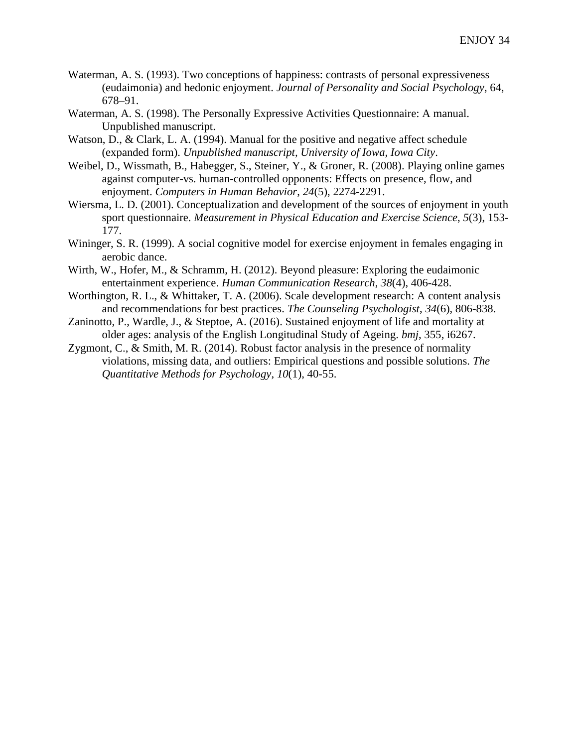Waterman, A. S. (1993). Two conceptions of happiness: contrasts of personal expressiveness (eudaimonia) and hedonic enjoyment. *Journal of Personality and Social Psychology*, 64, 678–91.

Waterman, A. S. (1998). The Personally Expressive Activities Questionnaire: A manual. Unpublished manuscript.

Watson, D., & Clark, L. A. (1994). Manual for the positive and negative affect schedule (expanded form). *Unpublished manuscript, University of Iowa, Iowa City*.

Weibel, D., Wissmath, B., Habegger, S., Steiner, Y., & Groner, R. (2008). Playing online games against computer-vs. human-controlled opponents: Effects on presence, flow, and enjoyment. *Computers in Human Behavior*, *24*(5), 2274-2291.

Wiersma, L. D. (2001). Conceptualization and development of the sources of enjoyment in youth sport questionnaire. *Measurement in Physical Education and Exercise Science*, *5*(3), 153-177.

Wininger, S. R. (1999). A social cognitive model for exercise enjoyment in females engaging in aerobic dance.

Wirth, W., Hofer, M., & Schramm, H. (2012). Beyond pleasure: Exploring the eudaimonic entertainment experience. *Human Communication Research*, *38*(4), 406-428.

Worthington, R. L., & Whittaker, T. A. (2006). Scale development research: A content analysis and recommendations for best practices. *The Counseling Psychologist*, *34*(6), 806-838.

Zaninotto, P., Wardle, J., & Steptoe, A. (2016). Sustained enjoyment of life and mortality at older ages: analysis of the English Longitudinal Study of Ageing. *bmj*, 355, i6267.

Zygmont, C., & Smith, M. R. (2014). Robust factor analysis in the presence of normality violations, missing data, and outliers: Empirical questions and possible solutions. *The Quantitative Methods for Psychology*, *10*(1), 40-55.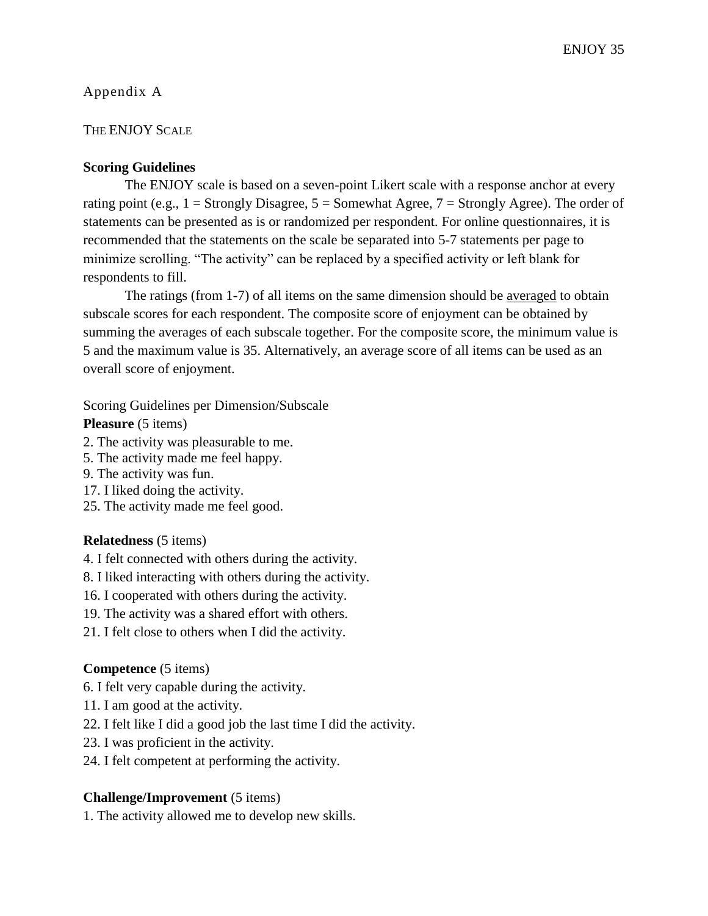## Appendix A

### The ENJOY Scale

**Scoring Guidelines**

The ENJOY scale is based on a seven-point Likert scale with a response anchor at every rating point (e.g., 1 = Strongly Disagree, 5 = Somewhat Agree, 7 = Strongly Agree). The order of statements can be presented as is or randomized per respondent. For online questionnaires, it is recommended that the statements on the scale be separated into 5-7 statements per page to minimize scrolling. "The activity" can be replaced by a specified activity or left blank for respondents to fill.

The ratings (from 1-7) of all items on the same dimension should be averaged to obtain subscale scores for each respondent. The composite score of enjoyment can be obtained by summing the averages of each subscale together. For the composite score, the minimum value is 5 and the maximum value is 35. Alternatively, an average score of all items can be used as an overall score of enjoyment.

Scoring Guidelines per Dimension/Subscale

**Pleasure** (5 items)

2. The activity was pleasurable to me.
5. The activity made me feel happy.
9. The activity was fun.
17. I liked doing the activity.
25. The activity made me feel good.

**Relatedness** (5 items)

4. I felt connected with others during the activity.
8. I liked interacting with others during the activity.
16. I cooperated with others during the activity.
19. The activity was a shared effort with others.
21. I felt close to others when I did the activity.

**Competence** (5 items)

6. I felt very capable during the activity.
11. I am good at the activity.
22. I felt like I did a good job the last time I did the activity.
23. I was proficient in the activity.
24. I felt competent at performing the activity.

**Challenge/Improvement** (5 items)

1. The activity allowed me to develop new skills.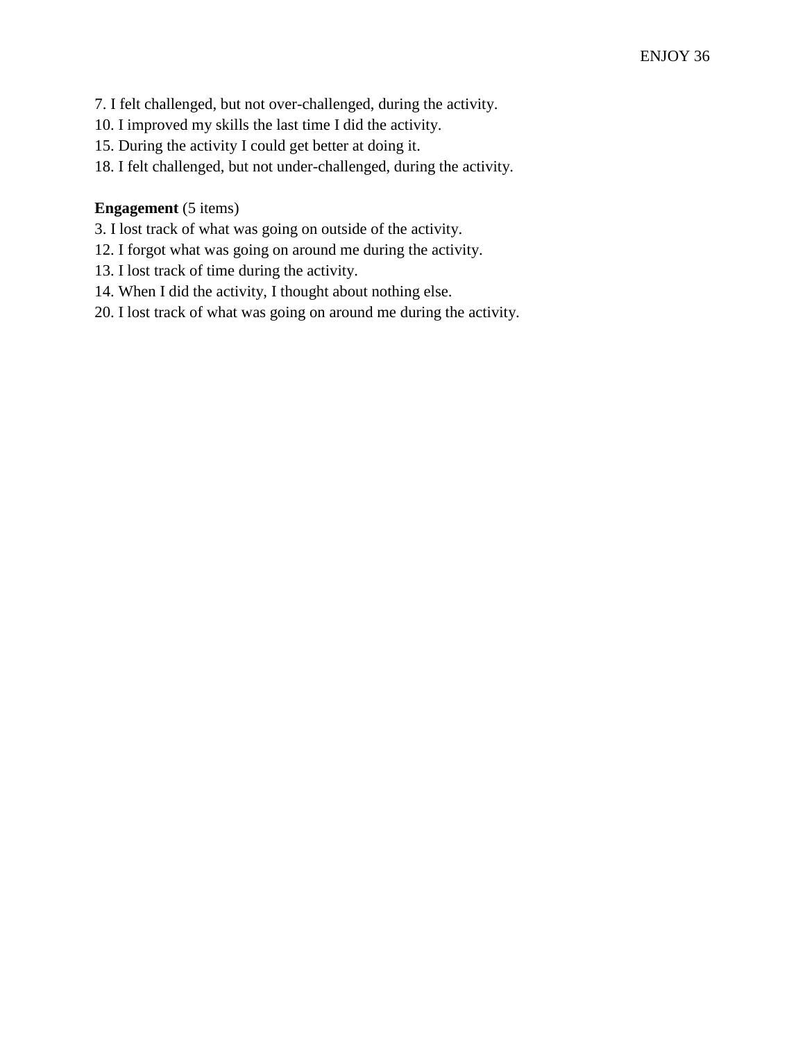7. I felt challenged, but not over-challenged, during the activity.
10. I improved my skills the last time I did the activity.
15. During the activity I could get better at doing it.
18. I felt challenged, but not under-challenged, during the activity.

**Engagement** (5 items)
3. I lost track of what was going on outside of the activity.
12. I forgot what was going on around me during the activity.
13. I lost track of time during the activity.
14. When I did the activity, I thought about nothing else.
20. I lost track of what was going on around me during the activity.